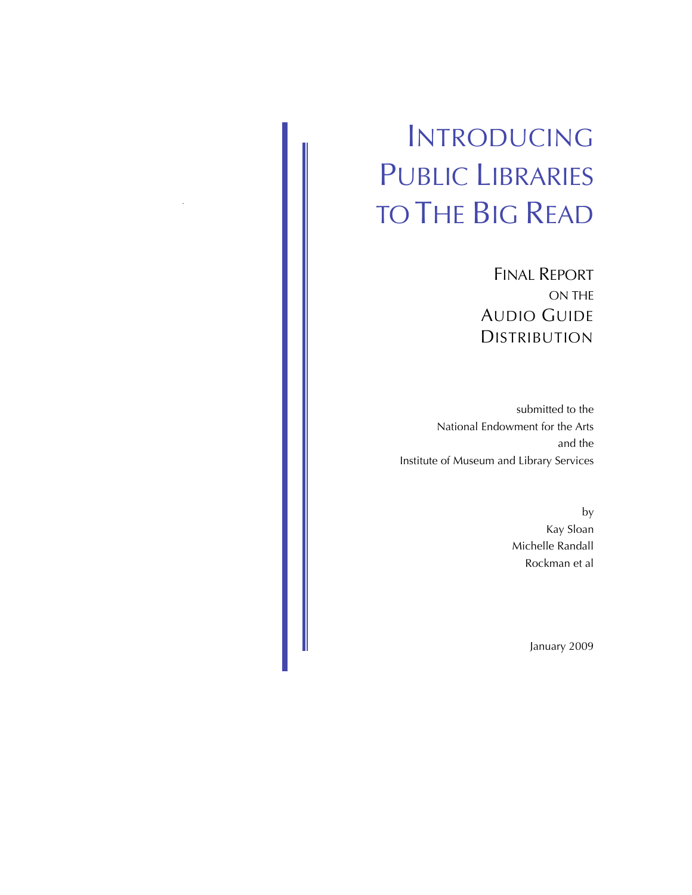# Introducing Public Libraries to The Big Read

## Final Report on the Audio Guide Distribution

submitted to the
National Endowment for the Arts
and the
Institute of Museum and Library Services

by
Kay Sloan
Michelle Randall
Rockman et al

January 2009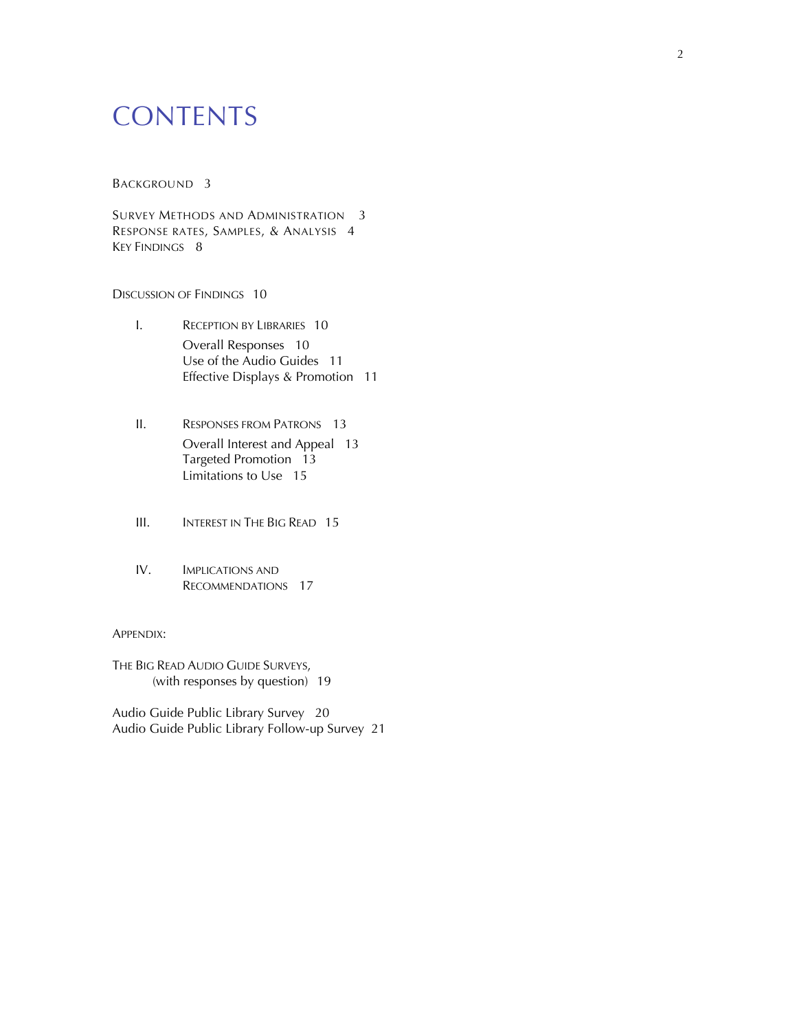# CONTENTS

BACKGROUND 3

SURVEY METHODS AND ADMINISTRATION 3
RESPONSE RATES, SAMPLES, & ANALYSIS 4
KEY FINDINGS 8

DISCUSSION OF FINDINGS 10

I. RECEPTION BY LIBRARIES 10
   - Overall Responses 10
   - Use of the Audio Guides 11
   - Effective Displays & Promotion 11

II. RESPONSES FROM PATRONS 13
   - Overall Interest and Appeal 13
   - Targeted Promotion 13
   - Limitations to Use 15

III. INTEREST IN THE BIG READ 15

IV. IMPLICATIONS AND RECOMMENDATIONS 17

APPENDIX:

THE BIG READ AUDIO GUIDE SURVEYS, (with responses by question) 19

Audio Guide Public Library Survey 20
Audio Guide Public Library Follow-up Survey 21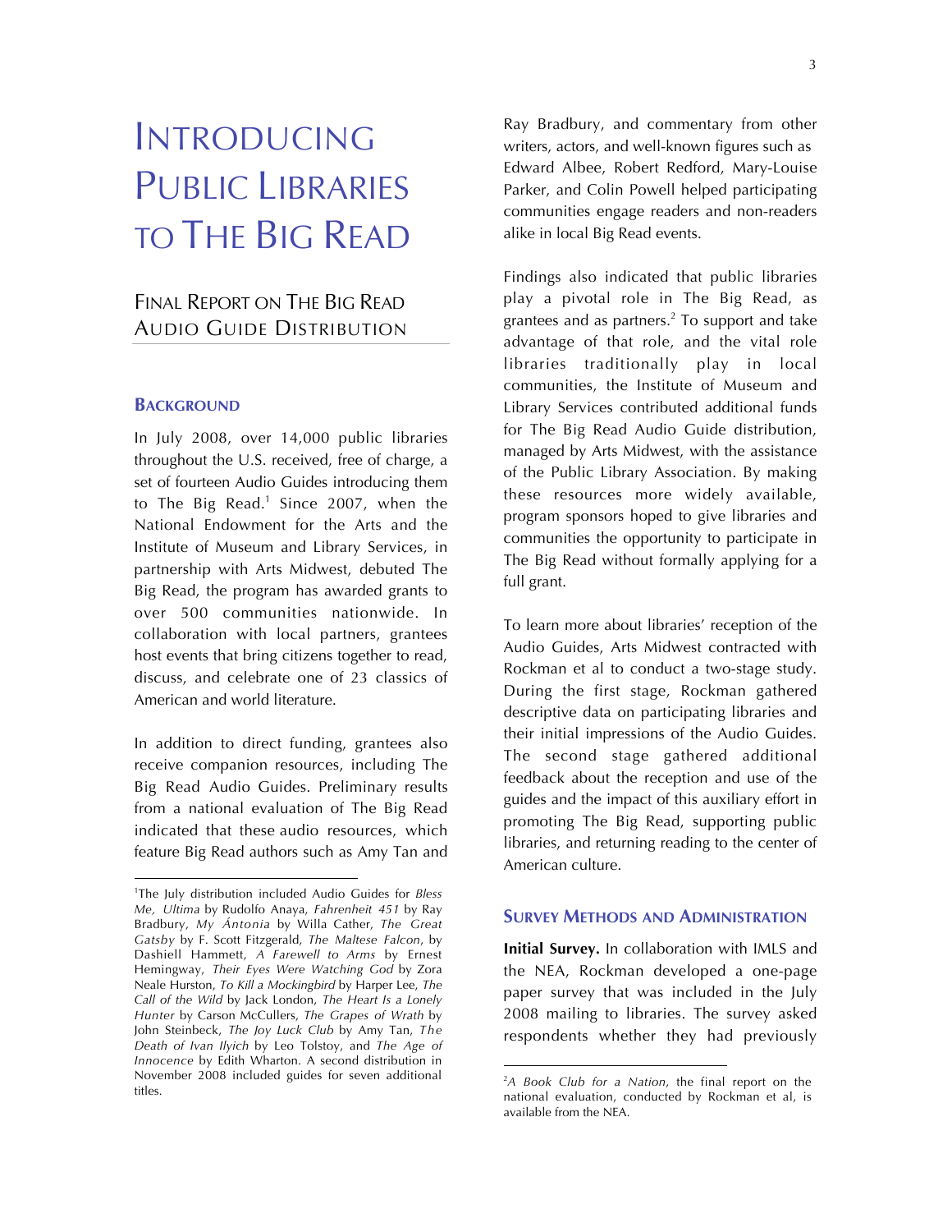# Introducing Public Libraries to The Big Read

## Final Report on The Big Read Audio Guide Distribution

### Background

In July 2008, over 14,000 public libraries throughout the U.S. received, free of charge, a set of fourteen Audio Guides introducing them to The Big Read.[1] Since 2007, when the National Endowment for the Arts and the Institute of Museum and Library Services, in partnership with Arts Midwest, debuted The Big Read, the program has awarded grants to over 500 communities nationwide. In collaboration with local partners, grantees host events that bring citizens together to read, discuss, and celebrate one of 23 classics of American and world literature.

In addition to direct funding, grantees also receive companion resources, including The Big Read Audio Guides. Preliminary results from a national evaluation of The Big Read indicated that these audio resources, which feature Big Read authors such as Amy Tan and Ray Bradbury, and commentary from other writers, actors, and well-known figures such as Edward Albee, Robert Redford, Mary-Louise Parker, and Colin Powell helped participating communities engage readers and non-readers alike in local Big Read events.

Findings also indicated that public libraries play a pivotal role in The Big Read, as grantees and as partners.[2] To support and take advantage of that role, and the vital role libraries traditionally play in local communities, the Institute of Museum and Library Services contributed additional funds for The Big Read Audio Guide distribution, managed by Arts Midwest, with the assistance of the Public Library Association. By making these resources more widely available, program sponsors hoped to give libraries and communities the opportunity to participate in The Big Read without formally applying for a full grant.

To learn more about libraries' reception of the Audio Guides, Arts Midwest contracted with Rockman et al to conduct a two-stage study. During the first stage, Rockman gathered descriptive data on participating libraries and their initial impressions of the Audio Guides. The second stage gathered additional feedback about the reception and use of the guides and the impact of this auxiliary effort in promoting The Big Read, supporting public libraries, and returning reading to the center of American culture.

### Survey Methods and Administration

**Initial Survey.** In collaboration with IMLS and the NEA, Rockman developed a one-page paper survey that was included in the July 2008 mailing to libraries. The survey asked respondents whether they had previously

---

[1] The July distribution included Audio Guides for *Bless Me, Ultima* by Rudolfo Anaya, *Fahrenheit 451* by Ray Bradbury, *My Ántonia* by Willa Cather, *The Great Gatsby* by F. Scott Fitzgerald, *The Maltese Falcon*, by Dashiell Hammett, *A Farewell to Arms* by Ernest Hemingway, *Their Eyes Were Watching God* by Zora Neale Hurston, *To Kill a Mockingbird* by Harper Lee, *The Call of the Wild* by Jack London, *The Heart Is a Lonely Hunter* by Carson McCullers, *The Grapes of Wrath* by John Steinbeck, *The Joy Luck Club* by Amy Tan, *The Death of Ivan Ilyich* by Leo Tolstoy, and *The Age of Innocence* by Edith Wharton. A second distribution in November 2008 included guides for seven additional titles.

[2] *A Book Club for a Nation*, the final report on the national evaluation, conducted by Rockman et al, is available from the NEA.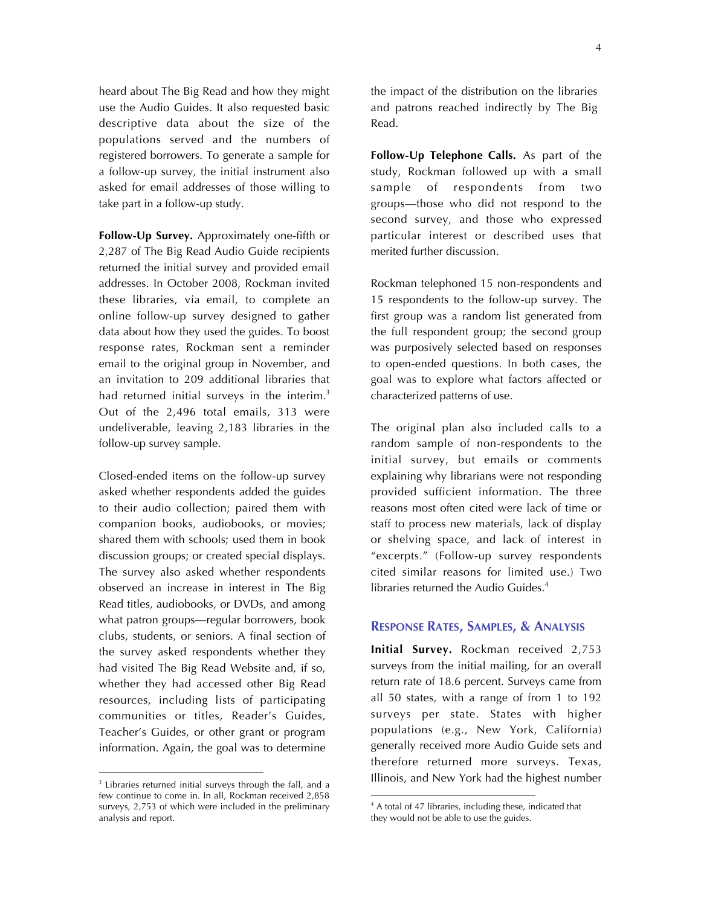heard about The Big Read and how they might use the Audio Guides. It also requested basic descriptive data about the size of the populations served and the numbers of registered borrowers. To generate a sample for a follow-up survey, the initial instrument also asked for email addresses of those willing to take part in a follow-up study.

**Follow-Up Survey.** Approximately one-fifth or 2,287 of The Big Read Audio Guide recipients returned the initial survey and provided email addresses. In October 2008, Rockman invited these libraries, via email, to complete an online follow-up survey designed to gather data about how they used the guides. To boost response rates, Rockman sent a reminder email to the original group in November, and an invitation to 209 additional libraries that had returned initial surveys in the interim.[3] Out of the 2,496 total emails, 313 were undeliverable, leaving 2,183 libraries in the follow-up survey sample.

Closed-ended items on the follow-up survey asked whether respondents added the guides to their audio collection; paired them with companion books, audiobooks, or movies; shared them with schools; used them in book discussion groups; or created special displays. The survey also asked whether respondents observed an increase in interest in The Big Read titles, audiobooks, or DVDs, and among what patron groups—regular borrowers, book clubs, students, or seniors. A final section of the survey asked respondents whether they had visited The Big Read Website and, if so, whether they had accessed other Big Read resources, including lists of participating communities or titles, Reader's Guides, Teacher's Guides, or other grant or program information. Again, the goal was to determine the impact of the distribution on the libraries and patrons reached indirectly by The Big Read.

**Follow-Up Telephone Calls.** As part of the study, Rockman followed up with a small sample of respondents from two groups—those who did not respond to the second survey, and those who expressed particular interest or described uses that merited further discussion.

Rockman telephoned 15 non-respondents and 15 respondents to the follow-up survey. The first group was a random list generated from the full respondent group; the second group was purposively selected based on responses to open-ended questions. In both cases, the goal was to explore what factors affected or characterized patterns of use.

The original plan also included calls to a random sample of non-respondents to the initial survey, but emails or comments explaining why librarians were not responding provided sufficient information. The three reasons most often cited were lack of time or staff to process new materials, lack of display or shelving space, and lack of interest in "excerpts." (Follow-up survey respondents cited similar reasons for limited use.) Two libraries returned the Audio Guides.[4]

## Response Rates, Samples, & Analysis

**Initial Survey.** Rockman received 2,753 surveys from the initial mailing, for an overall return rate of 18.6 percent. Surveys came from all 50 states, with a range of from 1 to 192 surveys per state. States with higher populations (e.g., New York, California) generally received more Audio Guide sets and therefore returned more surveys. Texas, Illinois, and New York had the highest number

[3] Libraries returned initial surveys through the fall, and a few continue to come in. In all, Rockman received 2,858 surveys, 2,753 of which were included in the preliminary analysis and report.

[4] A total of 47 libraries, including these, indicated that they would not be able to use the guides.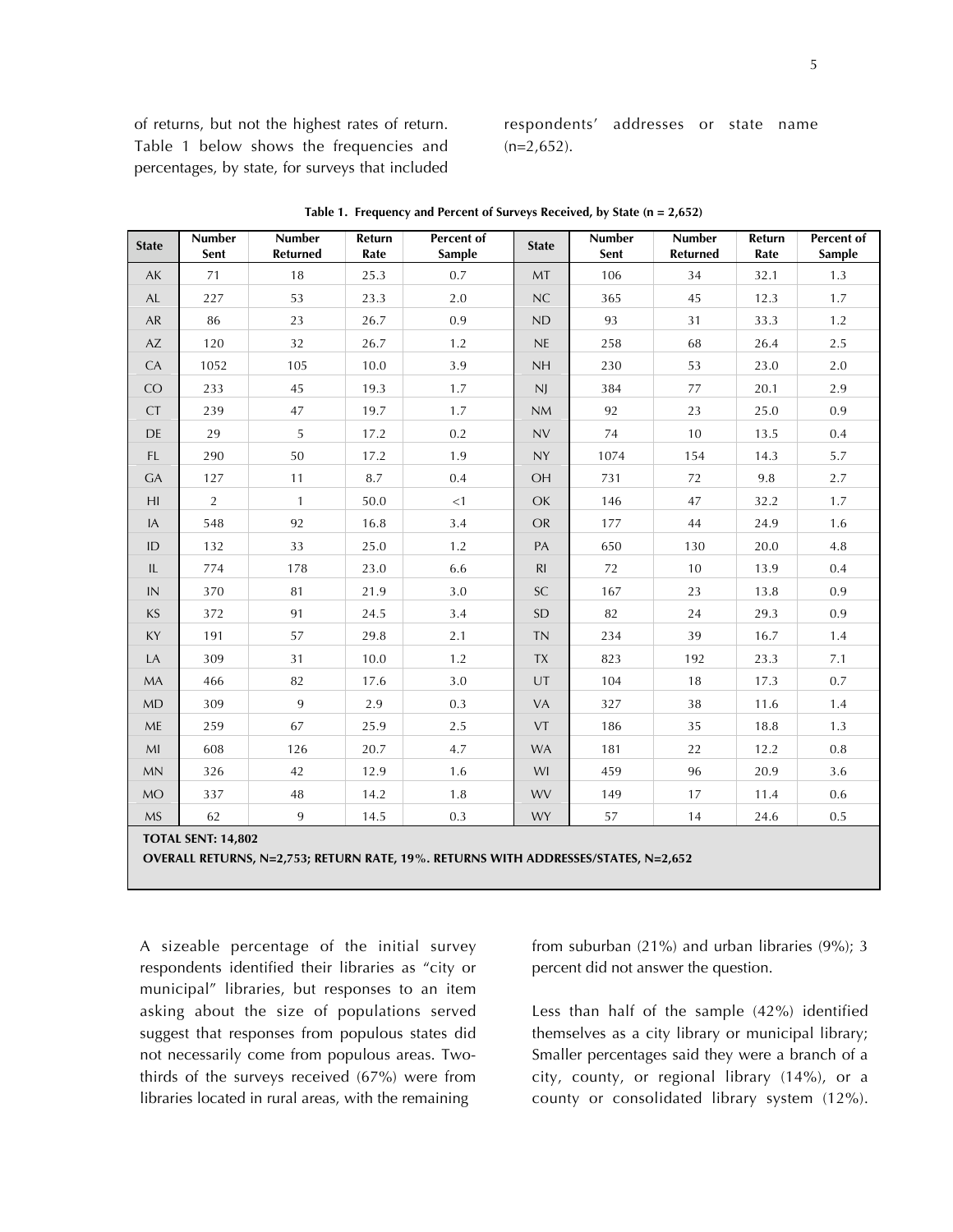of returns, but not the highest rates of return. Table 1 below shows the frequencies and percentages, by state, for surveys that included respondents' addresses or state name (n=2,652).

**Table 1. Frequency and Percent of Surveys Received, by State (n = 2,652)**

| State | Number Sent | Number Returned | Return Rate | Percent of Sample | State | Number Sent | Number Returned | Return Rate | Percent of Sample |
|---|---|---|---|---|---|---|---|---|---|
| AK | 71 | 18 | 25.3 | 0.7 | MT | 106 | 34 | 32.1 | 1.3 |
| AL | 227 | 53 | 23.3 | 2.0 | NC | 365 | 45 | 12.3 | 1.7 |
| AR | 86 | 23 | 26.7 | 0.9 | ND | 93 | 31 | 33.3 | 1.2 |
| AZ | 120 | 32 | 26.7 | 1.2 | NE | 258 | 68 | 26.4 | 2.5 |
| CA | 1052 | 105 | 10.0 | 3.9 | NH | 230 | 53 | 23.0 | 2.0 |
| CO | 233 | 45 | 19.3 | 1.7 | NJ | 384 | 77 | 20.1 | 2.9 |
| CT | 239 | 47 | 19.7 | 1.7 | NM | 92 | 23 | 25.0 | 0.9 |
| DE | 29 | 5 | 17.2 | 0.2 | NV | 74 | 10 | 13.5 | 0.4 |
| FL | 290 | 50 | 17.2 | 1.9 | NY | 1074 | 154 | 14.3 | 5.7 |
| GA | 127 | 11 | 8.7 | 0.4 | OH | 731 | 72 | 9.8 | 2.7 |
| HI | 2 | 1 | 50.0 | <1 | OK | 146 | 47 | 32.2 | 1.7 |
| IA | 548 | 92 | 16.8 | 3.4 | OR | 177 | 44 | 24.9 | 1.6 |
| ID | 132 | 33 | 25.0 | 1.2 | PA | 650 | 130 | 20.0 | 4.8 |
| IL | 774 | 178 | 23.0 | 6.6 | RI | 72 | 10 | 13.9 | 0.4 |
| IN | 370 | 81 | 21.9 | 3.0 | SC | 167 | 23 | 13.8 | 0.9 |
| KS | 372 | 91 | 24.5 | 3.4 | SD | 82 | 24 | 29.3 | 0.9 |
| KY | 191 | 57 | 29.8 | 2.1 | TN | 234 | 39 | 16.7 | 1.4 |
| LA | 309 | 31 | 10.0 | 1.2 | TX | 823 | 192 | 23.3 | 7.1 |
| MA | 466 | 82 | 17.6 | 3.0 | UT | 104 | 18 | 17.3 | 0.7 |
| MD | 309 | 9 | 2.9 | 0.3 | VA | 327 | 38 | 11.6 | 1.4 |
| ME | 259 | 67 | 25.9 | 2.5 | VT | 186 | 35 | 18.8 | 1.3 |
| MI | 608 | 126 | 20.7 | 4.7 | WA | 181 | 22 | 12.2 | 0.8 |
| MN | 326 | 42 | 12.9 | 1.6 | WI | 459 | 96 | 20.9 | 3.6 |
| MO | 337 | 48 | 14.2 | 1.8 | WV | 149 | 17 | 11.4 | 0.6 |
| MS | 62 | 9 | 14.5 | 0.3 | WY | 57 | 14 | 24.6 | 0.5 |

**TOTAL SENT: 14,802**

**OVERALL RETURNS, N=2,753; RETURN RATE, 19%. RETURNS WITH ADDRESSES/STATES, N=2,652**

A sizeable percentage of the initial survey respondents identified their libraries as "city or municipal" libraries, but responses to an item asking about the size of populations served suggest that responses from populous states did not necessarily come from populous areas. Two-thirds of the surveys received (67%) were from libraries located in rural areas, with the remaining from suburban (21%) and urban libraries (9%); 3 percent did not answer the question.

Less than half of the sample (42%) identified themselves as a city library or municipal library; Smaller percentages said they were a branch of a city, county, or regional library (14%), or a county or consolidated library system (12%).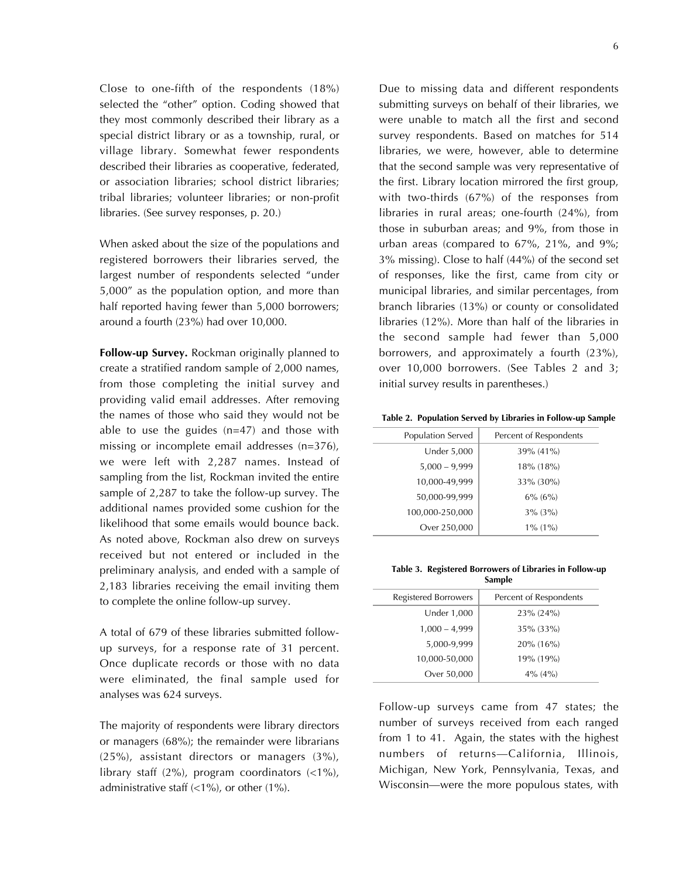Close to one-fifth of the respondents (18%) selected the "other" option. Coding showed that they most commonly described their library as a special district library or as a township, rural, or village library. Somewhat fewer respondents described their libraries as cooperative, federated, or association libraries; school district libraries; tribal libraries; volunteer libraries; or non-profit libraries. (See survey responses, p. 20.)

When asked about the size of the populations and registered borrowers their libraries served, the largest number of respondents selected "under 5,000" as the population option, and more than half reported having fewer than 5,000 borrowers; around a fourth (23%) had over 10,000.

**Follow-up Survey.** Rockman originally planned to create a stratified random sample of 2,000 names, from those completing the initial survey and providing valid email addresses. After removing the names of those who said they would not be able to use the guides (n=47) and those with missing or incomplete email addresses (n=376), we were left with 2,287 names. Instead of sampling from the list, Rockman invited the entire sample of 2,287 to take the follow-up survey. The additional names provided some cushion for the likelihood that some emails would bounce back. As noted above, Rockman also drew on surveys received but not entered or included in the preliminary analysis, and ended with a sample of 2,183 libraries receiving the email inviting them to complete the online follow-up survey.

A total of 679 of these libraries submitted follow-up surveys, for a response rate of 31 percent. Once duplicate records or those with no data were eliminated, the final sample used for analyses was 624 surveys.

The majority of respondents were library directors or managers (68%); the remainder were librarians (25%), assistant directors or managers (3%), library staff (2%), program coordinators (<1%), administrative staff (<1%), or other (1%).

Due to missing data and different respondents submitting surveys on behalf of their libraries, we were unable to match all the first and second survey respondents. Based on matches for 514 libraries, we were, however, able to determine that the second sample was very representative of the first. Library location mirrored the first group, with two-thirds (67%) of the responses from libraries in rural areas; one-fourth (24%), from those in suburban areas; and 9%, from those in urban areas (compared to 67%, 21%, and 9%; 3% missing). Close to half (44%) of the second set of responses, like the first, came from city or municipal libraries, and similar percentages, from branch libraries (13%) or county or consolidated libraries (12%). More than half of the libraries in the second sample had fewer than 5,000 borrowers, and approximately a fourth (23%), over 10,000 borrowers. (See Tables 2 and 3; initial survey results in parentheses.)

**Table 2. Population Served by Libraries in Follow-up Sample**

| Population Served | Percent of Respondents |
|---|---|
| Under 5,000 | 39% (41%) |
| 5,000 – 9,999 | 18% (18%) |
| 10,000-49,999 | 33% (30%) |
| 50,000-99,999 | 6% (6%) |
| 100,000-250,000 | 3% (3%) |
| Over 250,000 | 1% (1%) |

**Table 3. Registered Borrowers of Libraries in Follow-up Sample**

| Registered Borrowers | Percent of Respondents |
|---|---|
| Under 1,000 | 23% (24%) |
| 1,000 – 4,999 | 35% (33%) |
| 5,000-9,999 | 20% (16%) |
| 10,000-50,000 | 19% (19%) |
| Over 50,000 | 4% (4%) |

Follow-up surveys came from 47 states; the number of surveys received from each ranged from 1 to 41. Again, the states with the highest numbers of returns—California, Illinois, Michigan, New York, Pennsylvania, Texas, and Wisconsin—were the more populous states, with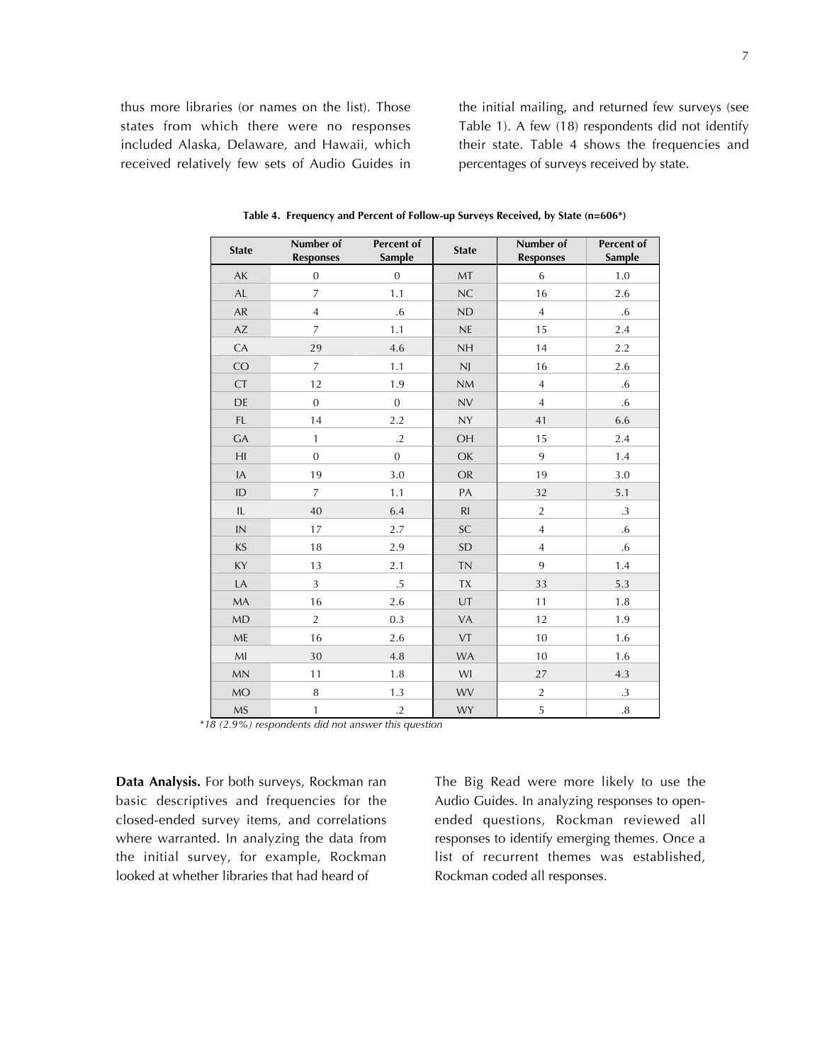thus more libraries (or names on the list). Those states from which there were no responses included Alaska, Delaware, and Hawaii, which received relatively few sets of Audio Guides in the initial mailing, and returned few surveys (see Table 1). A few (18) respondents did not identify their state. Table 4 shows the frequencies and percentages of surveys received by state.

**Table 4. Frequency and Percent of Follow-up Surveys Received, by State (n=606*)**

| State | Number of Responses | Percent of Sample | State | Number of Responses | Percent of Sample |
|---|---|---|---|---|---|
| AK | 0 | 0 | MT | 6 | 1.0 |
| AL | 7 | 1.1 | NC | 16 | 2.6 |
| AR | 4 | .6 | ND | 4 | .6 |
| AZ | 7 | 1.1 | NE | 15 | 2.4 |
| CA | 29 | 4.6 | NH | 14 | 2.2 |
| CO | 7 | 1.1 | NJ | 16 | 2.6 |
| CT | 12 | 1.9 | NM | 4 | .6 |
| DE | 0 | 0 | NV | 4 | .6 |
| FL | 14 | 2.2 | NY | 41 | 6.6 |
| GA | 1 | .2 | OH | 15 | 2.4 |
| HI | 0 | 0 | OK | 9 | 1.4 |
| IA | 19 | 3.0 | OR | 19 | 3.0 |
| ID | 7 | 1.1 | PA | 32 | 5.1 |
| IL | 40 | 6.4 | RI | 2 | .3 |
| IN | 17 | 2.7 | SC | 4 | .6 |
| KS | 18 | 2.9 | SD | 4 | .6 |
| KY | 13 | 2.1 | TN | 9 | 1.4 |
| LA | 3 | .5 | TX | 33 | 5.3 |
| MA | 16 | 2.6 | UT | 11 | 1.8 |
| MD | 2 | 0.3 | VA | 12 | 1.9 |
| ME | 16 | 2.6 | VT | 10 | 1.6 |
| MI | 30 | 4.8 | WA | 10 | 1.6 |
| MN | 11 | 1.8 | WI | 27 | 4.3 |
| MO | 8 | 1.3 | WV | 2 | .3 |
| MS | 1 | .2 | WY | 5 | .8 |

*\*18 (2.9%) respondents did not answer this question*

**Data Analysis.** For both surveys, Rockman ran basic descriptives and frequencies for the closed-ended survey items, and correlations where warranted. In analyzing the data from the initial survey, for example, Rockman looked at whether libraries that had heard of The Big Read were more likely to use the Audio Guides. In analyzing responses to open-ended questions, Rockman reviewed all responses to identify emerging themes. Once a list of recurrent themes was established, Rockman coded all responses.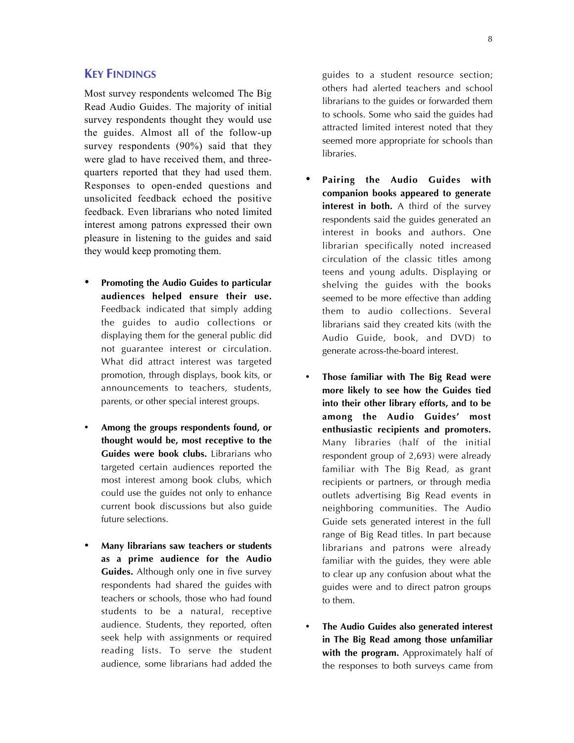## Key Findings

Most survey respondents welcomed The Big Read Audio Guides. The majority of initial survey respondents thought they would use the guides. Almost all of the follow-up survey respondents (90%) said that they were glad to have received them, and three-quarters reported that they had used them. Responses to open-ended questions and unsolicited feedback echoed the positive feedback. Even librarians who noted limited interest among patrons expressed their own pleasure in listening to the guides and said they would keep promoting them.

- **Promoting the Audio Guides to particular audiences helped ensure their use.** Feedback indicated that simply adding the guides to audio collections or displaying them for the general public did not guarantee interest or circulation. What did attract interest was targeted promotion, through displays, book kits, or announcements to teachers, students, parents, or other special interest groups.

- **Among the groups respondents found, or thought would be, most receptive to the Guides were book clubs.** Librarians who targeted certain audiences reported the most interest among book clubs, which could use the guides not only to enhance current book discussions but also guide future selections.

- **Many librarians saw teachers or students as a prime audience for the Audio Guides.** Although only one in five survey respondents had shared the guides with teachers or schools, those who had found students to be a natural, receptive audience. Students, they reported, often seek help with assignments or required reading lists. To serve the student audience, some librarians had added the guides to a student resource section; others had alerted teachers and school librarians to the guides or forwarded them to schools. Some who said the guides had attracted limited interest noted that they seemed more appropriate for schools than libraries.

- **Pairing the Audio Guides with companion books appeared to generate interest in both.** A third of the survey respondents said the guides generated an interest in books and authors. One librarian specifically noted increased circulation of the classic titles among teens and young adults. Displaying or shelving the guides with the books seemed to be more effective than adding them to audio collections. Several librarians said they created kits (with the Audio Guide, book, and DVD) to generate across-the-board interest.

- **Those familiar with The Big Read were more likely to see how the Guides tied into their other library efforts, and to be among the Audio Guides' most enthusiastic recipients and promoters.** Many libraries (half of the initial respondent group of 2,693) were already familiar with The Big Read, as grant recipients or partners, or through media outlets advertising Big Read events in neighboring communities. The Audio Guide sets generated interest in the full range of Big Read titles. In part because librarians and patrons were already familiar with the guides, they were able to clear up any confusion about what the guides were and to direct patron groups to them.

- **The Audio Guides also generated interest in The Big Read among those unfamiliar with the program.** Approximately half of the responses to both surveys came from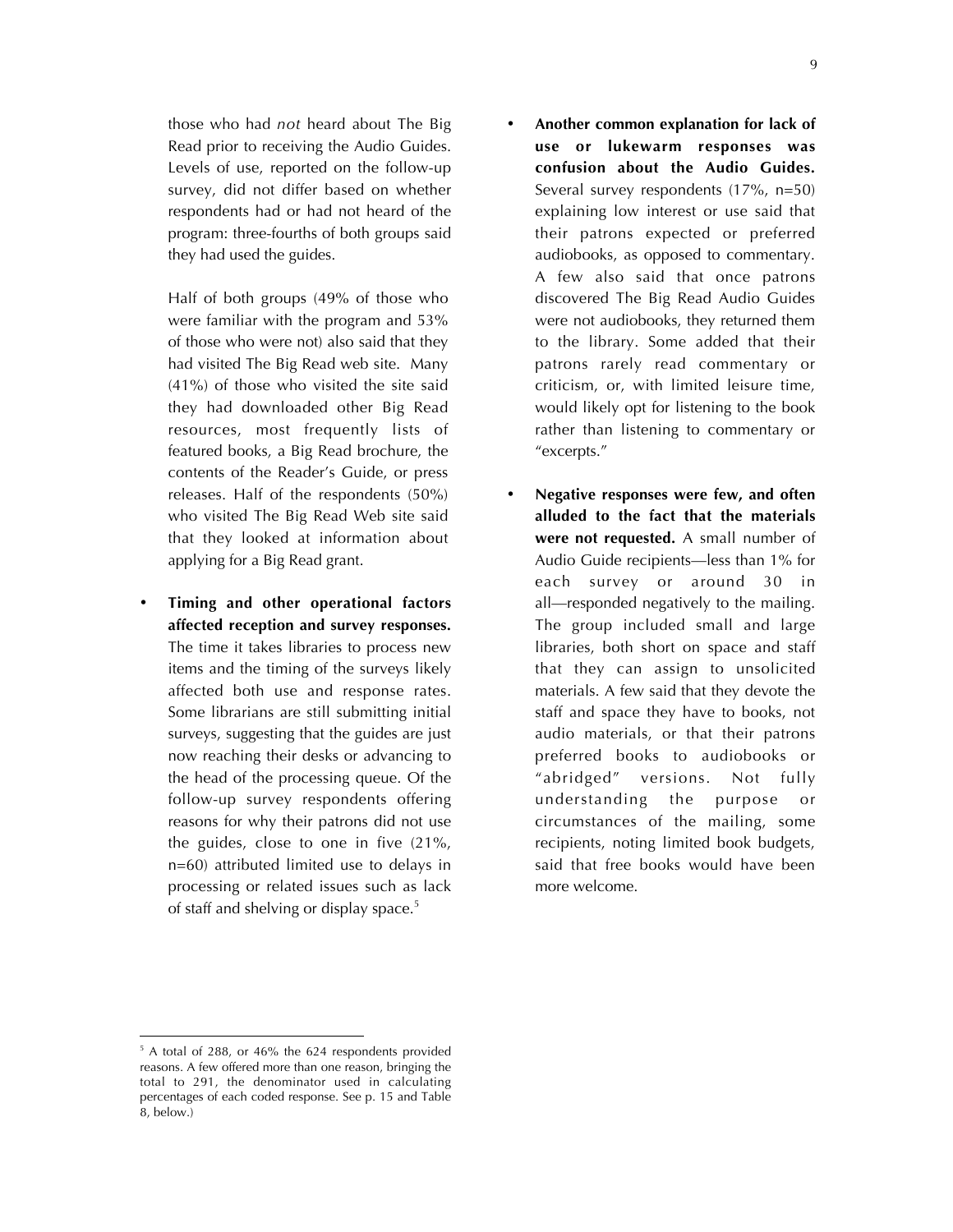those who had *not* heard about The Big Read prior to receiving the Audio Guides. Levels of use, reported on the follow-up survey, did not differ based on whether respondents had or had not heard of the program: three-fourths of both groups said they had used the guides.

Half of both groups (49% of those who were familiar with the program and 53% of those who were not) also said that they had visited The Big Read web site. Many (41%) of those who visited the site said they had downloaded other Big Read resources, most frequently lists of featured books, a Big Read brochure, the contents of the Reader's Guide, or press releases. Half of the respondents (50%) who visited The Big Read Web site said that they looked at information about applying for a Big Read grant.

- **Timing and other operational factors affected reception and survey responses.** The time it takes libraries to process new items and the timing of the surveys likely affected both use and response rates. Some librarians are still submitting initial surveys, suggesting that the guides are just now reaching their desks or advancing to the head of the processing queue. Of the follow-up survey respondents offering reasons for why their patrons did not use the guides, close to one in five (21%, n=60) attributed limited use to delays in processing or related issues such as lack of staff and shelving or display space.[5]

- **Another common explanation for lack of use or lukewarm responses was confusion about the Audio Guides.** Several survey respondents (17%, n=50) explaining low interest or use said that their patrons expected or preferred audiobooks, as opposed to commentary. A few also said that once patrons discovered The Big Read Audio Guides were not audiobooks, they returned them to the library. Some added that their patrons rarely read commentary or criticism, or, with limited leisure time, would likely opt for listening to the book rather than listening to commentary or "excerpts."

- **Negative responses were few, and often alluded to the fact that the materials were not requested.** A small number of Audio Guide recipients—less than 1% for each survey or around 30 in all—responded negatively to the mailing. The group included small and large libraries, both short on space and staff that they can assign to unsolicited materials. A few said that they devote the staff and space they have to books, not audio materials, or that their patrons preferred books to audiobooks or "abridged" versions. Not fully understanding the purpose or circumstances of the mailing, some recipients, noting limited book budgets, said that free books would have been more welcome.

[5] A total of 288, or 46% the 624 respondents provided reasons. A few offered more than one reason, bringing the total to 291, the denominator used in calculating percentages of each coded response. See p. 15 and Table 8, below.)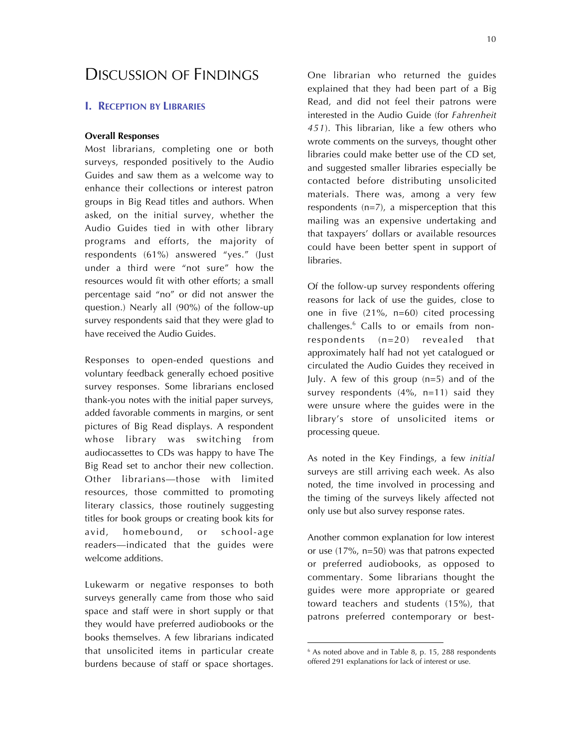# Discussion of Findings

## I. Reception by Libraries

**Overall Responses**

Most librarians, completing one or both surveys, responded positively to the Audio Guides and saw them as a welcome way to enhance their collections or interest patron groups in Big Read titles and authors. When asked, on the initial survey, whether the Audio Guides tied in with other library programs and efforts, the majority of respondents (61%) answered "yes." (Just under a third were "not sure" how the resources would fit with other efforts; a small percentage said "no" or did not answer the question.) Nearly all (90%) of the follow-up survey respondents said that they were glad to have received the Audio Guides.

Responses to open-ended questions and voluntary feedback generally echoed positive survey responses. Some librarians enclosed thank-you notes with the initial paper surveys, added favorable comments in margins, or sent pictures of Big Read displays. A respondent whose library was switching from audiocassettes to CDs was happy to have The Big Read set to anchor their new collection. Other librarians—those with limited resources, those committed to promoting literary classics, those routinely suggesting titles for book groups or creating book kits for avid, homebound, or school-age readers—indicated that the guides were welcome additions.

Lukewarm or negative responses to both surveys generally came from those who said space and staff were in short supply or that they would have preferred audiobooks or the books themselves. A few librarians indicated that unsolicited items in particular create burdens because of staff or space shortages. One librarian who returned the guides explained that they had been part of a Big Read, and did not feel their patrons were interested in the Audio Guide (for *Fahrenheit 451*). This librarian, like a few others who wrote comments on the surveys, thought other libraries could make better use of the CD set, and suggested smaller libraries especially be contacted before distributing unsolicited materials. There was, among a very few respondents (n=7), a misperception that this mailing was an expensive undertaking and that taxpayers' dollars or available resources could have been better spent in support of libraries.

Of the follow-up survey respondents offering reasons for lack of use the guides, close to one in five (21%, n=60) cited processing challenges.[6] Calls to or emails from non-respondents (n=20) revealed that approximately half had not yet catalogued or circulated the Audio Guides they received in July. A few of this group (n=5) and of the survey respondents (4%, n=11) said they were unsure where the guides were in the library's store of unsolicited items or processing queue.

As noted in the Key Findings, a few *initial* surveys are still arriving each week. As also noted, the time involved in processing and the timing of the surveys likely affected not only use but also survey response rates.

Another common explanation for low interest or use (17%, n=50) was that patrons expected or preferred audiobooks, as opposed to commentary. Some librarians thought the guides were more appropriate or geared toward teachers and students (15%), that patrons preferred contemporary or best-

[6] As noted above and in Table 8, p. 15, 288 respondents offered 291 explanations for lack of interest or use.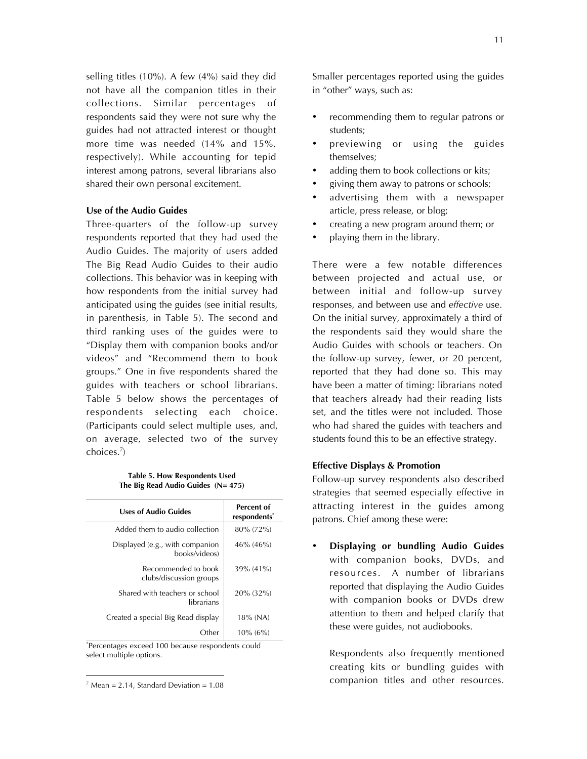selling titles (10%). A few (4%) said they did not have all the companion titles in their collections. Similar percentages of respondents said they were not sure why the guides had not attracted interest or thought more time was needed (14% and 15%, respectively). While accounting for tepid interest among patrons, several librarians also shared their own personal excitement.

#### Use of the Audio Guides

Three-quarters of the follow-up survey respondents reported that they had used the Audio Guides. The majority of users added The Big Read Audio Guides to their audio collections. This behavior was in keeping with how respondents from the initial survey had anticipated using the guides (see initial results, in parenthesis, in Table 5). The second and third ranking uses of the guides were to "Display them with companion books and/or videos" and "Recommend them to book groups." One in five respondents shared the guides with teachers or school librarians. Table 5 below shows the percentages of respondents selecting each choice. (Participants could select multiple uses, and, on average, selected two of the survey choices.[7])

**Table 5. How Respondents Used The Big Read Audio Guides (N= 475)**

| Uses of Audio Guides | Percent of respondents* |
|---|---|
| Added them to audio collection | 80% (72%) |
| Displayed (e.g., with companion books/videos) | 46% (46%) |
| Recommended to book clubs/discussion groups | 39% (41%) |
| Shared with teachers or school librarians | 20% (32%) |
| Created a special Big Read display | 18% (NA) |
| Other | 10% (6%) |

*Percentages exceed 100 because respondents could select multiple options.

[7] Mean = 2.14, Standard Deviation = 1.08

Smaller percentages reported using the guides in "other" ways, such as:

- recommending them to regular patrons or students;
- previewing or using the guides themselves;
- adding them to book collections or kits;
- giving them away to patrons or schools;
- advertising them with a newspaper article, press release, or blog;
- creating a new program around them; or
- playing them in the library.

There were a few notable differences between projected and actual use, or between initial and follow-up survey responses, and between use and *effective* use. On the initial survey, approximately a third of the respondents said they would share the Audio Guides with schools or teachers. On the follow-up survey, fewer, or 20 percent, reported that they had done so. This may have been a matter of timing: librarians noted that teachers already had their reading lists set, and the titles were not included. Those who had shared the guides with teachers and students found this to be an effective strategy.

#### Effective Displays & Promotion

Follow-up survey respondents also described strategies that seemed especially effective in attracting interest in the guides among patrons. Chief among these were:

- **Displaying or bundling Audio Guides** with companion books, DVDs, and resources. A number of librarians reported that displaying the Audio Guides with companion books or DVDs drew attention to them and helped clarify that these were guides, not audiobooks.

  Respondents also frequently mentioned creating kits or bundling guides with companion titles and other resources.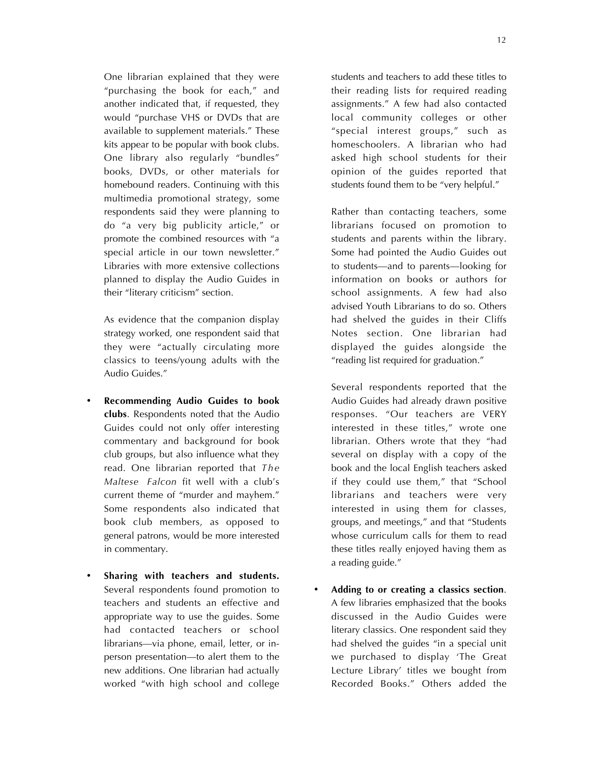One librarian explained that they were "purchasing the book for each," and another indicated that, if requested, they would "purchase VHS or DVDs that are available to supplement materials." These kits appear to be popular with book clubs. One library also regularly "bundles" books, DVDs, or other materials for homebound readers. Continuing with this multimedia promotional strategy, some respondents said they were planning to do "a very big publicity article," or promote the combined resources with "a special article in our town newsletter." Libraries with more extensive collections planned to display the Audio Guides in their "literary criticism" section.

As evidence that the companion display strategy worked, one respondent said that they were "actually circulating more classics to teens/young adults with the Audio Guides."

- **Recommending Audio Guides to book clubs**. Respondents noted that the Audio Guides could not only offer interesting commentary and background for book club groups, but also influence what they read. One librarian reported that *The Maltese Falcon* fit well with a club's current theme of "murder and mayhem." Some respondents also indicated that book club members, as opposed to general patrons, would be more interested in commentary.

- **Sharing with teachers and students.** Several respondents found promotion to teachers and students an effective and appropriate way to use the guides. Some had contacted teachers or school librarians—via phone, email, letter, or in-person presentation—to alert them to the new additions. One librarian had actually worked "with high school and college students and teachers to add these titles to their reading lists for required reading assignments." A few had also contacted local community colleges or other "special interest groups," such as homeschoolers. A librarian who had asked high school students for their opinion of the guides reported that students found them to be "very helpful."

  Rather than contacting teachers, some librarians focused on promotion to students and parents within the library. Some had pointed the Audio Guides out to students—and to parents—looking for information on books or authors for school assignments. A few had also advised Youth Librarians to do so. Others had shelved the guides in their Cliffs Notes section. One librarian had displayed the guides alongside the "reading list required for graduation."

  Several respondents reported that the Audio Guides had already drawn positive responses. "Our teachers are VERY interested in these titles," wrote one librarian. Others wrote that they "had several on display with a copy of the book and the local English teachers asked if they could use them," that "School librarians and teachers were very interested in using them for classes, groups, and meetings," and that "Students whose curriculum calls for them to read these titles really enjoyed having them as a reading guide."

- **Adding to or creating a classics section**. A few libraries emphasized that the books discussed in the Audio Guides were literary classics. One respondent said they had shelved the guides "in a special unit we purchased to display 'The Great Lecture Library' titles we bought from Recorded Books." Others added the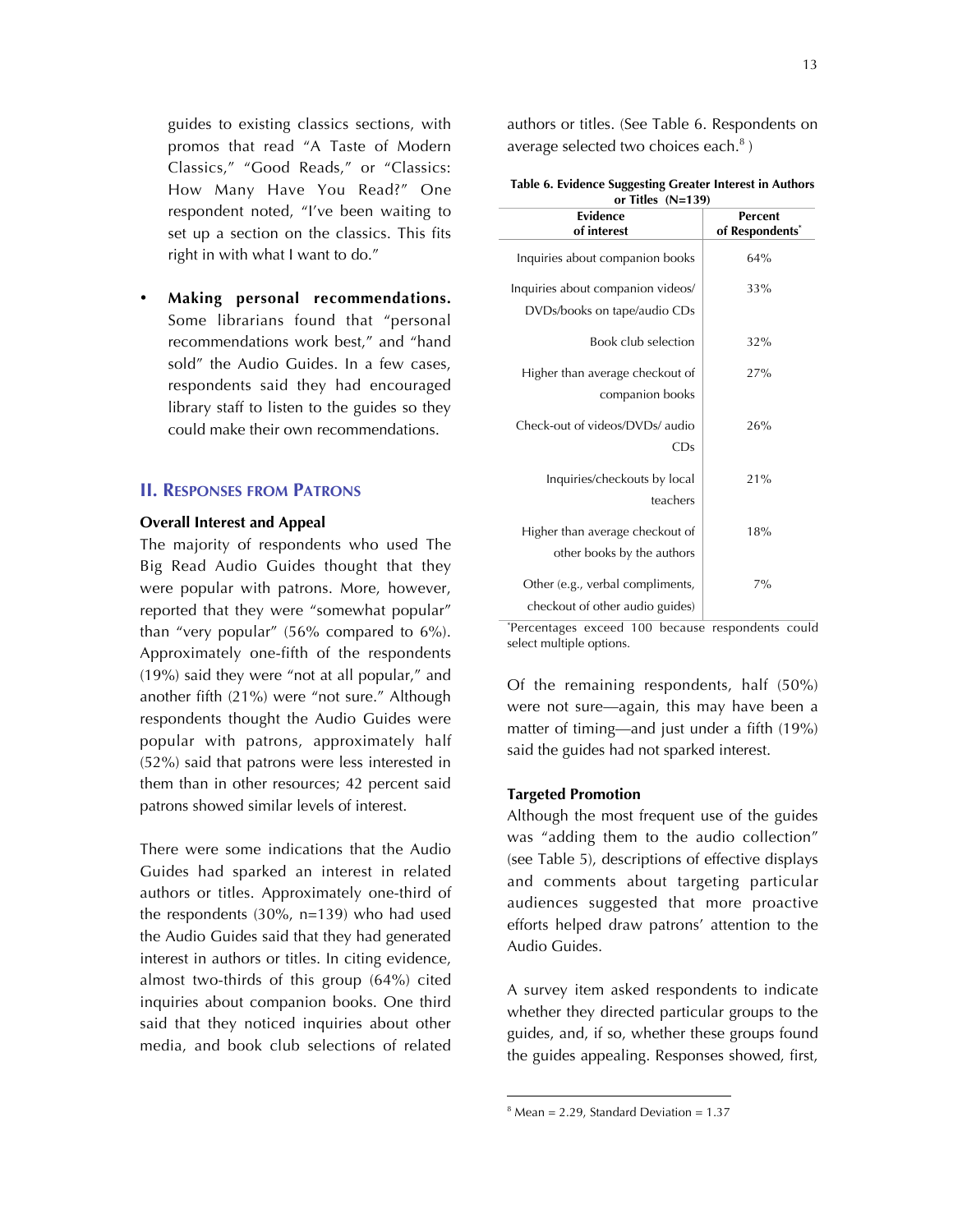guides to existing classics sections, with promos that read "A Taste of Modern Classics," "Good Reads," or "Classics: How Many Have You Read?" One respondent noted, "I've been waiting to set up a section on the classics. This fits right in with what I want to do."

- **Making personal recommendations.** Some librarians found that "personal recommendations work best," and "hand sold" the Audio Guides. In a few cases, respondents said they had encouraged library staff to listen to the guides so they could make their own recommendations.

## II. Responses from Patrons

### Overall Interest and Appeal

The majority of respondents who used The Big Read Audio Guides thought that they were popular with patrons. More, however, reported that they were "somewhat popular" than "very popular" (56% compared to 6%). Approximately one-fifth of the respondents (19%) said they were "not at all popular," and another fifth (21%) were "not sure." Although respondents thought the Audio Guides were popular with patrons, approximately half (52%) said that patrons were less interested in them than in other resources; 42 percent said patrons showed similar levels of interest.

There were some indications that the Audio Guides had sparked an interest in related authors or titles. Approximately one-third of the respondents (30%, n=139) who had used the Audio Guides said that they had generated interest in authors or titles. In citing evidence, almost two-thirds of this group (64%) cited inquiries about companion books. One third said that they noticed inquiries about other media, and book club selections of related authors or titles. (See Table 6. Respondents on average selected two choices each.[8])

**Table 6. Evidence Suggesting Greater Interest in Authors or Titles (N=139)**

| Evidence of interest | Percent of Respondents* |
|---|---|
| Inquiries about companion books | 64% |
| Inquiries about companion videos/ DVDs/books on tape/audio CDs | 33% |
| Book club selection | 32% |
| Higher than average checkout of companion books | 27% |
| Check-out of videos/DVDs/ audio CDs | 26% |
| Inquiries/checkouts by local teachers | 21% |
| Higher than average checkout of other books by the authors | 18% |
| Other (e.g., verbal compliments, checkout of other audio guides) | 7% |

*Percentages exceed 100 because respondents could select multiple options.

Of the remaining respondents, half (50%) were not sure—again, this may have been a matter of timing—and just under a fifth (19%) said the guides had not sparked interest.

### Targeted Promotion

Although the most frequent use of the guides was "adding them to the audio collection" (see Table 5), descriptions of effective displays and comments about targeting particular audiences suggested that more proactive efforts helped draw patrons' attention to the Audio Guides.

A survey item asked respondents to indicate whether they directed particular groups to the guides, and, if so, whether these groups found the guides appealing. Responses showed, first,

---

[8] Mean = 2.29, Standard Deviation = 1.37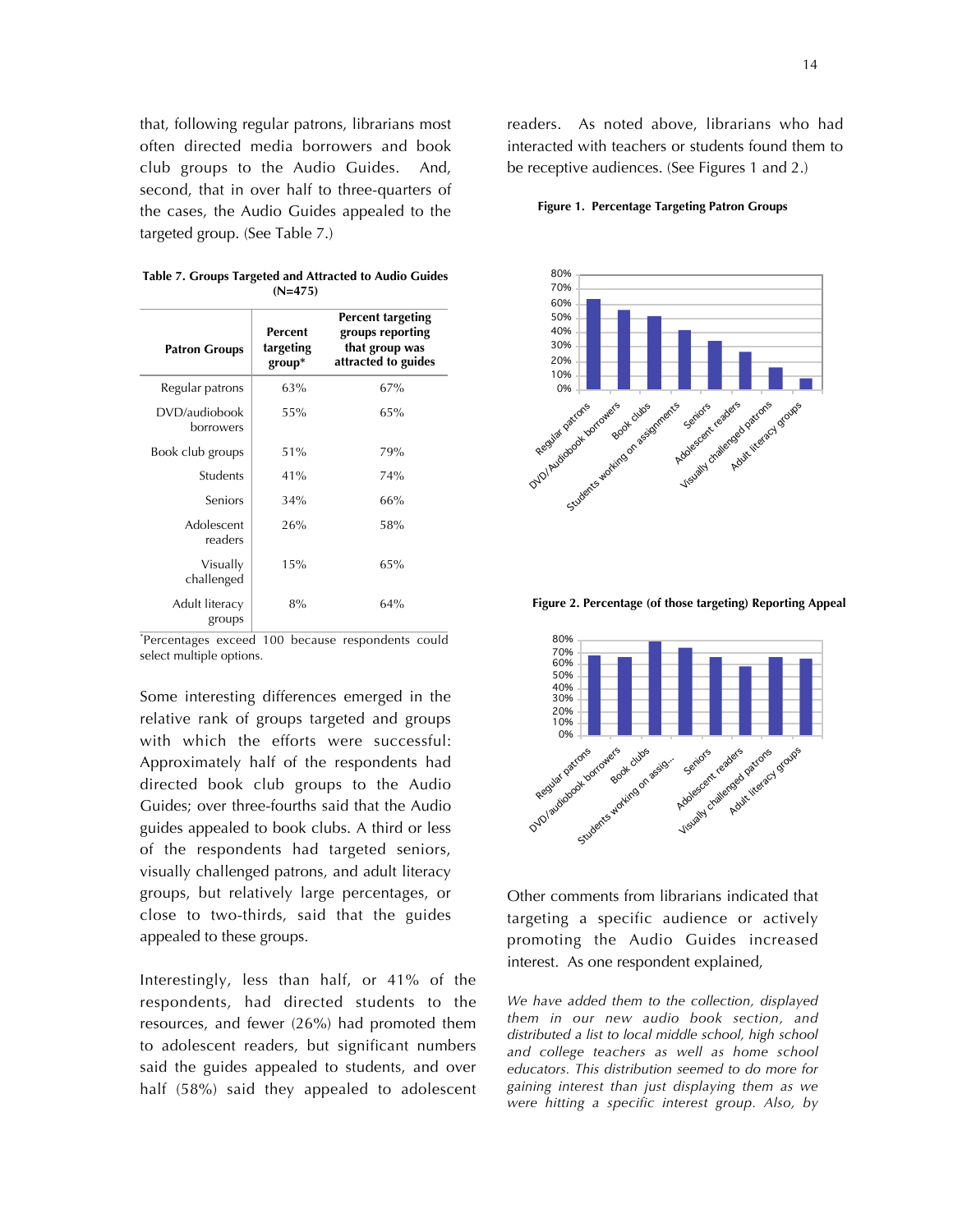that, following regular patrons, librarians most often directed media borrowers and book club groups to the Audio Guides. And, second, that in over half to three-quarters of the cases, the Audio Guides appealed to the targeted group. (See Table 7.)

**Table 7. Groups Targeted and Attracted to Audio Guides (N=475)**

| Patron Groups | Percent targeting group* | Percent targeting groups reporting that group was attracted to guides |
|---|---|---|
| Regular patrons | 63% | 67% |
| DVD/audiobook borrowers | 55% | 65% |
| Book club groups | 51% | 79% |
| Students | 41% | 74% |
| Seniors | 34% | 66% |
| Adolescent readers | 26% | 58% |
| Visually challenged | 15% | 65% |
| Adult literacy groups | 8% | 64% |

*Percentages exceed 100 because respondents could select multiple options.

Some interesting differences emerged in the relative rank of groups targeted and groups with which the efforts were successful: Approximately half of the respondents had directed book club groups to the Audio Guides; over three-fourths said that the Audio guides appealed to book clubs. A third or less of the respondents had targeted seniors, visually challenged patrons, and adult literacy groups, but relatively large percentages, or close to two-thirds, said that the guides appealed to these groups.

Interestingly, less than half, or 41% of the respondents, had directed students to the resources, and fewer (26%) had promoted them to adolescent readers, but significant numbers said the guides appealed to students, and over half (58%) said they appealed to adolescent readers. As noted above, librarians who had interacted with teachers or students found them to be receptive audiences. (See Figures 1 and 2.)

**Figure 1. Percentage Targeting Patron Groups**

**Figure 2. Percentage (of those targeting) Reporting Appeal**

Other comments from librarians indicated that targeting a specific audience or actively promoting the Audio Guides increased interest. As one respondent explained,

*We have added them to the collection, displayed them in our new audio book section, and distributed a list to local middle school, high school and college teachers as well as home school educators. This distribution seemed to do more for gaining interest than just displaying them as we were hitting a specific interest group. Also, by*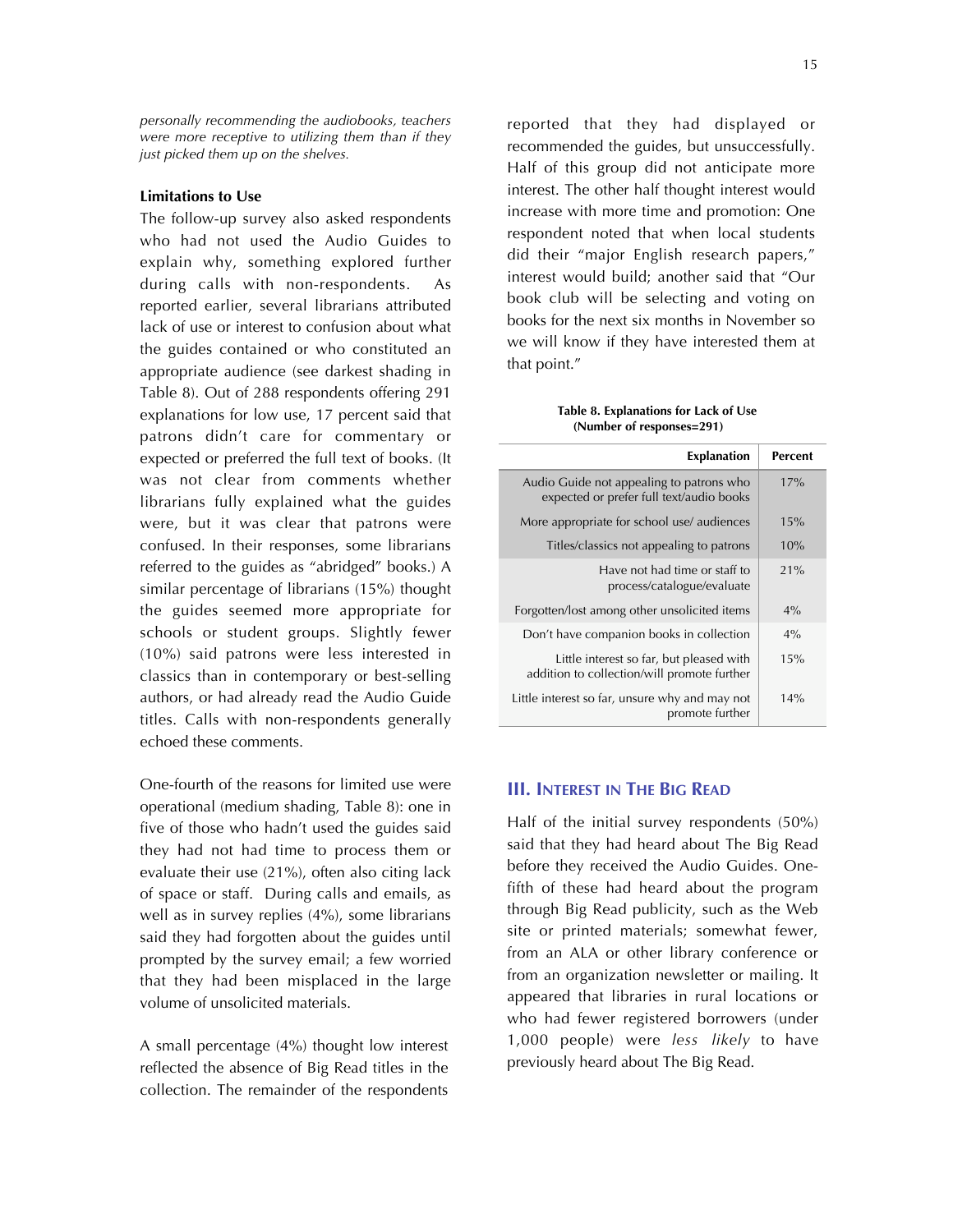*personally recommending the audiobooks, teachers were more receptive to utilizing them than if they just picked them up on the shelves.*

**Limitations to Use**

The follow-up survey also asked respondents who had not used the Audio Guides to explain why, something explored further during calls with non-respondents. As reported earlier, several librarians attributed lack of use or interest to confusion about what the guides contained or who constituted an appropriate audience (see darkest shading in Table 8). Out of 288 respondents offering 291 explanations for low use, 17 percent said that patrons didn't care for commentary or expected or preferred the full text of books. (It was not clear from comments whether librarians fully explained what the guides were, but it was clear that patrons were confused. In their responses, some librarians referred to the guides as "abridged" books.) A similar percentage of librarians (15%) thought the guides seemed more appropriate for schools or student groups. Slightly fewer (10%) said patrons were less interested in classics than in contemporary or best-selling authors, or had already read the Audio Guide titles. Calls with non-respondents generally echoed these comments.

One-fourth of the reasons for limited use were operational (medium shading, Table 8): one in five of those who hadn't used the guides said they had not had time to process them or evaluate their use (21%), often also citing lack of space or staff. During calls and emails, as well as in survey replies (4%), some librarians said they had forgotten about the guides until prompted by the survey email; a few worried that they had been misplaced in the large volume of unsolicited materials.

A small percentage (4%) thought low interest reflected the absence of Big Read titles in the collection. The remainder of the respondents reported that they had displayed or recommended the guides, but unsuccessfully. Half of this group did not anticipate more interest. The other half thought interest would increase with more time and promotion: One respondent noted that when local students did their "major English research papers," interest would build; another said that "Our book club will be selecting and voting on books for the next six months in November so we will know if they have interested them at that point."

**Table 8. Explanations for Lack of Use (Number of responses=291)**

| Explanation | Percent |
|---|---|
| Audio Guide not appealing to patrons who expected or prefer full text/audio books | 17% |
| More appropriate for school use/ audiences | 15% |
| Titles/classics not appealing to patrons | 10% |
| Have not had time or staff to process/catalogue/evaluate | 21% |
| Forgotten/lost among other unsolicited items | 4% |
| Don't have companion books in collection | 4% |
| Little interest so far, but pleased with addition to collection/will promote further | 15% |
| Little interest so far, unsure why and may not promote further | 14% |

## III. Interest in The Big Read

Half of the initial survey respondents (50%) said that they had heard about The Big Read before they received the Audio Guides. One-fifth of these had heard about the program through Big Read publicity, such as the Web site or printed materials; somewhat fewer, from an ALA or other library conference or from an organization newsletter or mailing. It appeared that libraries in rural locations or who had fewer registered borrowers (under 1,000 people) were *less likely* to have previously heard about The Big Read.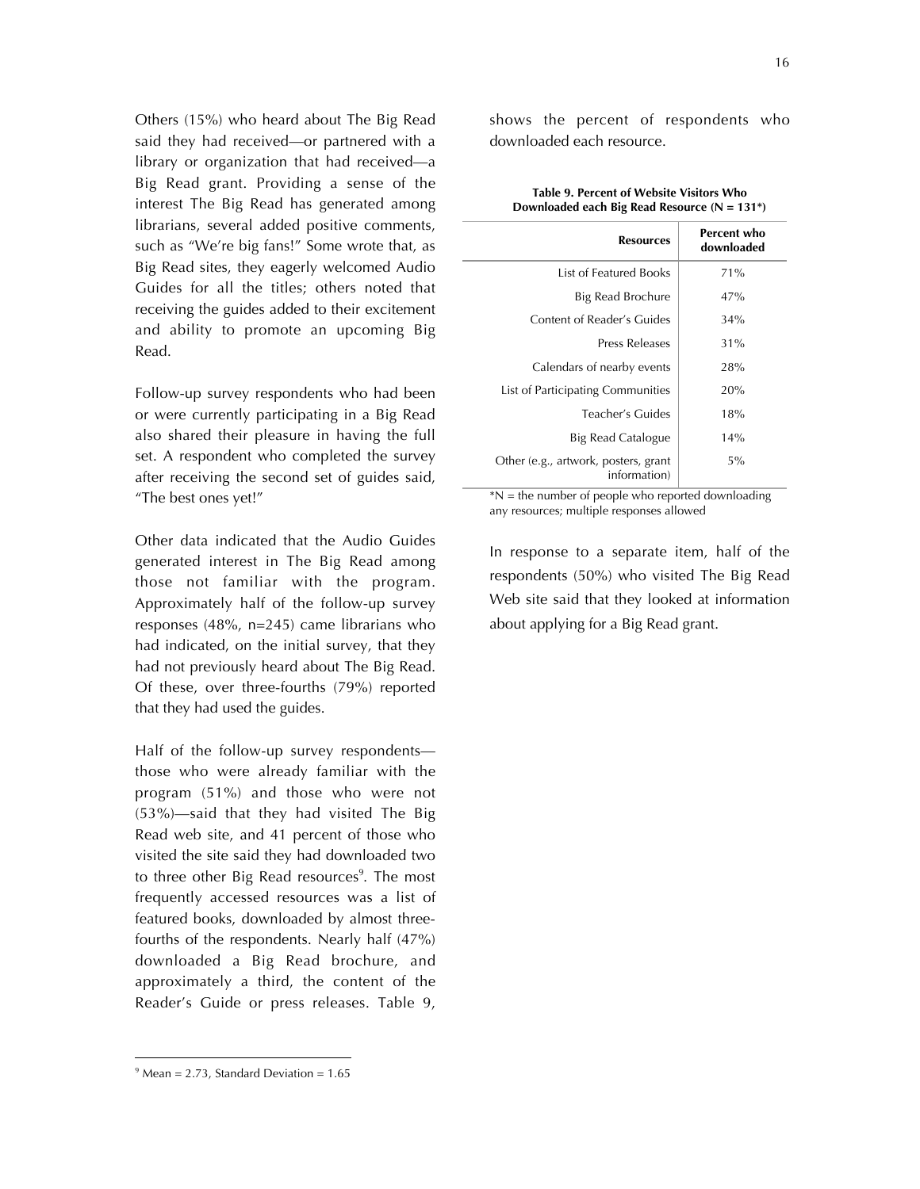Others (15%) who heard about The Big Read said they had received—or partnered with a library or organization that had received—a Big Read grant. Providing a sense of the interest The Big Read has generated among librarians, several added positive comments, such as "We're big fans!" Some wrote that, as Big Read sites, they eagerly welcomed Audio Guides for all the titles; others noted that receiving the guides added to their excitement and ability to promote an upcoming Big Read.

Follow-up survey respondents who had been or were currently participating in a Big Read also shared their pleasure in having the full set. A respondent who completed the survey after receiving the second set of guides said, "The best ones yet!"

Other data indicated that the Audio Guides generated interest in The Big Read among those not familiar with the program. Approximately half of the follow-up survey responses (48%, n=245) came librarians who had indicated, on the initial survey, that they had not previously heard about The Big Read. Of these, over three-fourths (79%) reported that they had used the guides.

Half of the follow-up survey respondents—those who were already familiar with the program (51%) and those who were not (53%)—said that they had visited The Big Read web site, and 41 percent of those who visited the site said they had downloaded two to three other Big Read resources[9]. The most frequently accessed resources was a list of featured books, downloaded by almost three-fourths of the respondents. Nearly half (47%) downloaded a Big Read brochure, and approximately a third, the content of the Reader's Guide or press releases. Table 9, shows the percent of respondents who downloaded each resource.

**Table 9. Percent of Website Visitors Who Downloaded each Big Read Resource (N = 131*)**

| Resources | Percent who downloaded |
|---|---|
| List of Featured Books | 71% |
| Big Read Brochure | 47% |
| Content of Reader's Guides | 34% |
| Press Releases | 31% |
| Calendars of nearby events | 28% |
| List of Participating Communities | 20% |
| Teacher's Guides | 18% |
| Big Read Catalogue | 14% |
| Other (e.g., artwork, posters, grant information) | 5% |

*N = the number of people who reported downloading any resources; multiple responses allowed

In response to a separate item, half of the respondents (50%) who visited The Big Read Web site said that they looked at information about applying for a Big Read grant.

[9] Mean = 2.73, Standard Deviation = 1.65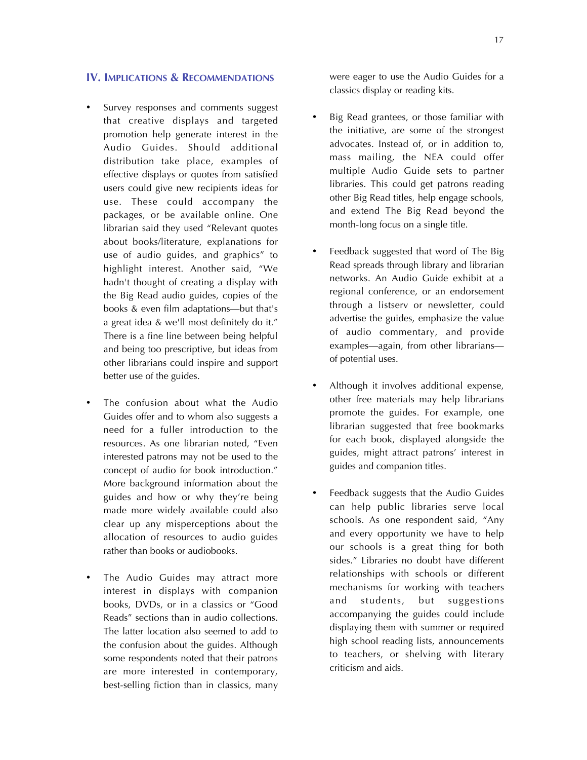## IV. Implications & Recommendations

- Survey responses and comments suggest that creative displays and targeted promotion help generate interest in the Audio Guides. Should additional distribution take place, examples of effective displays or quotes from satisfied users could give new recipients ideas for use. These could accompany the packages, or be available online. One librarian said they used "Relevant quotes about books/literature, explanations for use of audio guides, and graphics" to highlight interest. Another said, "We hadn't thought of creating a display with the Big Read audio guides, copies of the books & even film adaptations—but that's a great idea & we'll most definitely do it." There is a fine line between being helpful and being too prescriptive, but ideas from other librarians could inspire and support better use of the guides.

- The confusion about what the Audio Guides offer and to whom also suggests a need for a fuller introduction to the resources. As one librarian noted, "Even interested patrons may not be used to the concept of audio for book introduction." More background information about the guides and how or why they're being made more widely available could also clear up any misperceptions about the allocation of resources to audio guides rather than books or audiobooks.

- The Audio Guides may attract more interest in displays with companion books, DVDs, or in a classics or "Good Reads" sections than in audio collections. The latter location also seemed to add to the confusion about the guides. Although some respondents noted that their patrons are more interested in contemporary, best-selling fiction than in classics, many were eager to use the Audio Guides for a classics display or reading kits.

- Big Read grantees, or those familiar with the initiative, are some of the strongest advocates. Instead of, or in addition to, mass mailing, the NEA could offer multiple Audio Guide sets to partner libraries. This could get patrons reading other Big Read titles, help engage schools, and extend The Big Read beyond the month-long focus on a single title.

- Feedback suggested that word of The Big Read spreads through library and librarian networks. An Audio Guide exhibit at a regional conference, or an endorsement through a listserv or newsletter, could advertise the guides, emphasize the value of audio commentary, and provide examples—again, from other librarians—of potential uses.

- Although it involves additional expense, other free materials may help librarians promote the guides. For example, one librarian suggested that free bookmarks for each book, displayed alongside the guides, might attract patrons' interest in guides and companion titles.

- Feedback suggests that the Audio Guides can help public libraries serve local schools. As one respondent said, "Any and every opportunity we have to help our schools is a great thing for both sides." Libraries no doubt have different relationships with schools or different mechanisms for working with teachers and students, but suggestions accompanying the guides could include displaying them with summer or required high school reading lists, announcements to teachers, or shelving with literary criticism and aids.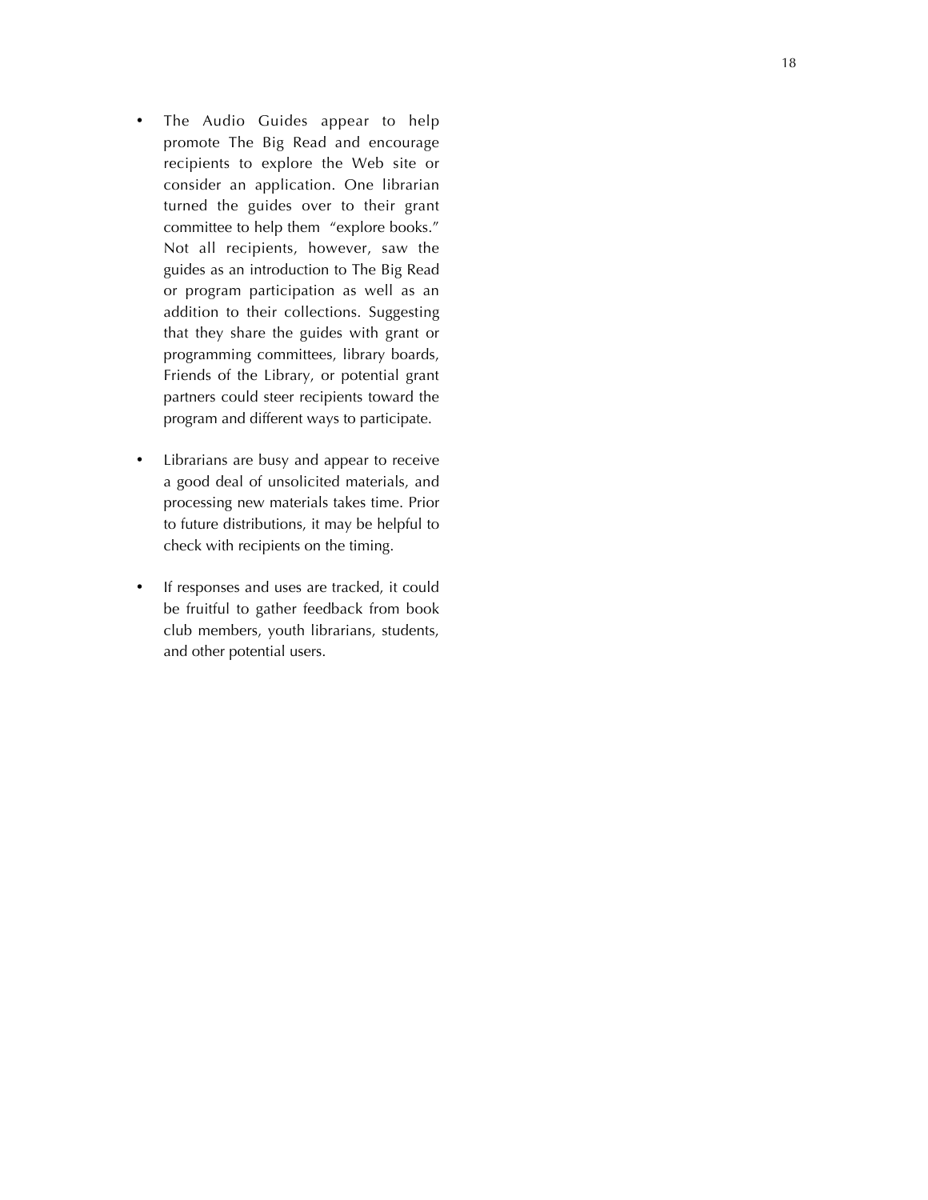- The Audio Guides appear to help promote The Big Read and encourage recipients to explore the Web site or consider an application. One librarian turned the guides over to their grant committee to help them "explore books." Not all recipients, however, saw the guides as an introduction to The Big Read or program participation as well as an addition to their collections. Suggesting that they share the guides with grant or programming committees, library boards, Friends of the Library, or potential grant partners could steer recipients toward the program and different ways to participate.

- Librarians are busy and appear to receive a good deal of unsolicited materials, and processing new materials takes time. Prior to future distributions, it may be helpful to check with recipients on the timing.

- If responses and uses are tracked, it could be fruitful to gather feedback from book club members, youth librarians, students, and other potential users.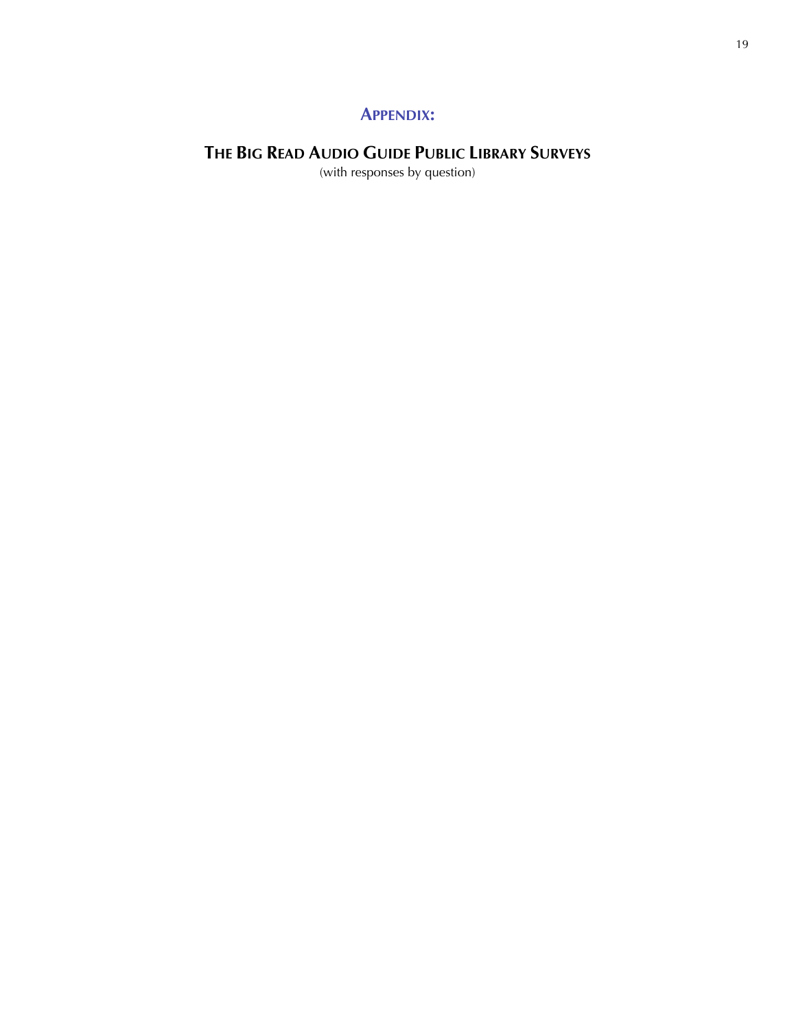# Appendix:

## The Big Read Audio Guide Public Library Surveys

(with responses by question)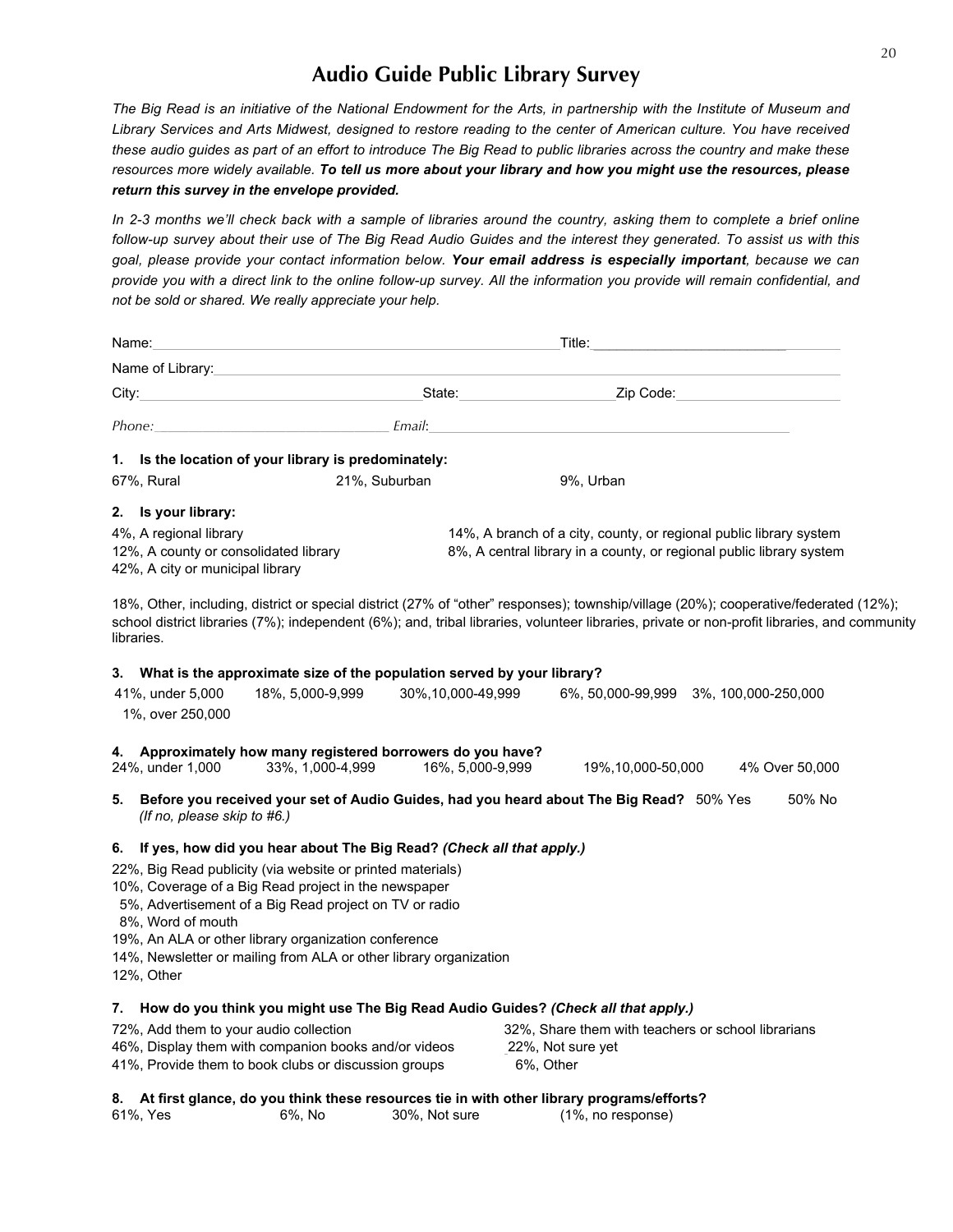# Audio Guide Public Library Survey

*The Big Read is an initiative of the National Endowment for the Arts, in partnership with the Institute of Museum and Library Services and Arts Midwest, designed to restore reading to the center of American culture. You have received these audio guides as part of an effort to introduce The Big Read to public libraries across the country and make these resources more widely available.* ***To tell us more about your library and how you might use the resources, please return this survey in the envelope provided.***

*In 2-3 months we'll check back with a sample of libraries around the country, asking them to complete a brief online follow-up survey about their use of The Big Read Audio Guides and the interest they generated. To assist us with this goal, please provide your contact information below.* ***Your email address is especially important****, because we can provide you with a direct link to the online follow-up survey. All the information you provide will remain confidential, and not be sold or shared. We really appreciate your help.*

Name:________________________________________ Title:________________________

Name of Library:________________________________________________________________

City:______________________________ State:________________ Zip Code:________________

*Phone:*__________________________ *Email*:______________________________________

**1. Is the location of your library is predominately:**

67%, Rural 21%, Suburban 9%, Urban

**2. Is your library:**

4%, A regional library
12%, A county or consolidated library
42%, A city or municipal library
14%, A branch of a city, county, or regional public library system
8%, A central library in a county, or regional public library system

18%, Other, including, district or special district (27% of "other" responses); township/village (20%); cooperative/federated (12%); school district libraries (7%); independent (6%); and, tribal libraries, volunteer libraries, private or non-profit libraries, and community libraries.

**3. What is the approximate size of the population served by your library?**

41%, under 5,000 18%, 5,000-9,999 30%,10,000-49,999 6%, 50,000-99,999 3%, 100,000-250,000
1%, over 250,000

**4. Approximately how many registered borrowers do you have?**

24%, under 1,000 33%, 1,000-4,999 16%, 5,000-9,999 19%,10,000-50,000 4% Over 50,000

**5. Before you received your set of Audio Guides, had you heard about The Big Read?** 50% Yes 50% No
*(If no, please skip to #6.)*

**6. If yes, how did you hear about The Big Read?** ***(Check all that apply.)***

22%, Big Read publicity (via website or printed materials)
10%, Coverage of a Big Read project in the newspaper
5%, Advertisement of a Big Read project on TV or radio
8%, Word of mouth
19%, An ALA or other library organization conference
14%, Newsletter or mailing from ALA or other library organization
12%, Other

**7. How do you think you might use The Big Read Audio Guides?** ***(Check all that apply.)***

72%, Add them to your audio collection
46%, Display them with companion books and/or videos
41%, Provide them to book clubs or discussion groups
32%, Share them with teachers or school librarians
22%, Not sure yet
6%, Other

**8. At first glance, do you think these resources tie in with other library programs/efforts?**

61%, Yes 6%, No 30%, Not sure (1%, no response)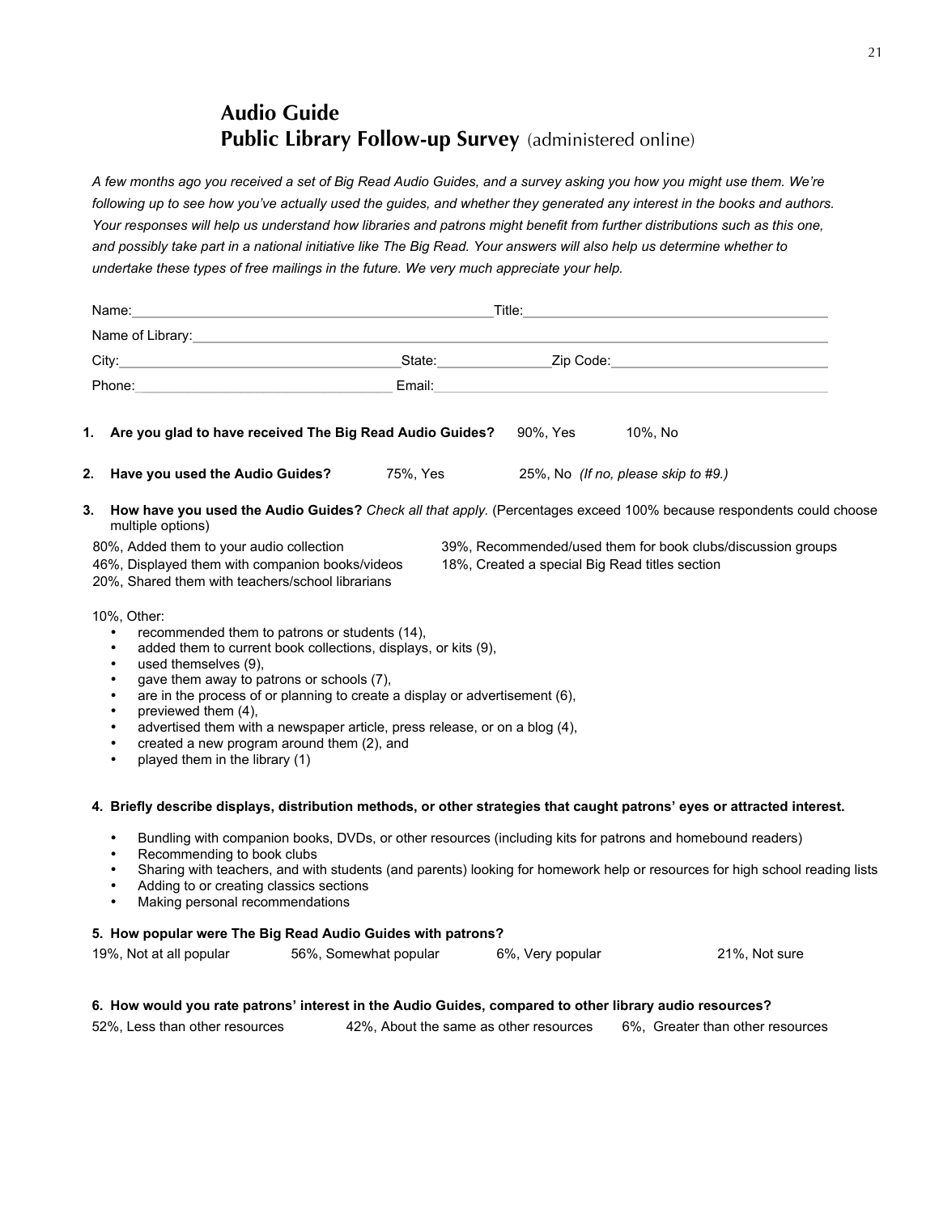# Audio Guide
# Public Library Follow-up Survey (administered online)

*A few months ago you received a set of Big Read Audio Guides, and a survey asking you how you might use them. We're following up to see how you've actually used the guides, and whether they generated any interest in the books and authors. Your responses will help us understand how libraries and patrons might benefit from further distributions such as this one, and possibly take part in a national initiative like The Big Read. Your answers will also help us determine whether to undertake these types of free mailings in the future. We very much appreciate your help.*

Name:______________________________ Title:______________________________

Name of Library:______________________________

City:______________________________ State:__________ Zip Code:______________________

Phone:______________________________ Email:______________________________

1. **Are you glad to have received The Big Read Audio Guides?** 90%, Yes 10%, No

2. **Have you used the Audio Guides?** 75%, Yes 25%, No *(If no, please skip to #9.)*

3. **How have you used the Audio Guides?** *Check all that apply.* (Percentages exceed 100% because respondents could choose multiple options)

   80%, Added them to your audio collection
   46%, Displayed them with companion books/videos
   20%, Shared them with teachers/school librarians
   39%, Recommended/used them for book clubs/discussion groups
   18%, Created a special Big Read titles section

   10%, Other:
   - recommended them to patrons or students (14),
   - added them to current book collections, displays, or kits (9),
   - used themselves (9),
   - gave them away to patrons or schools (7),
   - are in the process of or planning to create a display or advertisement (6),
   - previewed them (4),
   - advertised them with a newspaper article, press release, or on a blog (4),
   - created a new program around them (2), and
   - played them in the library (1)

4. **Briefly describe displays, distribution methods, or other strategies that caught patrons' eyes or attracted interest.**
   - Bundling with companion books, DVDs, or other resources (including kits for patrons and homebound readers)
   - Recommending to book clubs
   - Sharing with teachers, and with students (and parents) looking for homework help or resources for high school reading lists
   - Adding to or creating classics sections
   - Making personal recommendations

5. **How popular were The Big Read Audio Guides with patrons?**

   19%, Not at all popular 56%, Somewhat popular 6%, Very popular 21%, Not sure

6. **How would you rate patrons' interest in the Audio Guides, compared to other library audio resources?**

   52%, Less than other resources 42%, About the same as other resources 6%, Greater than other resources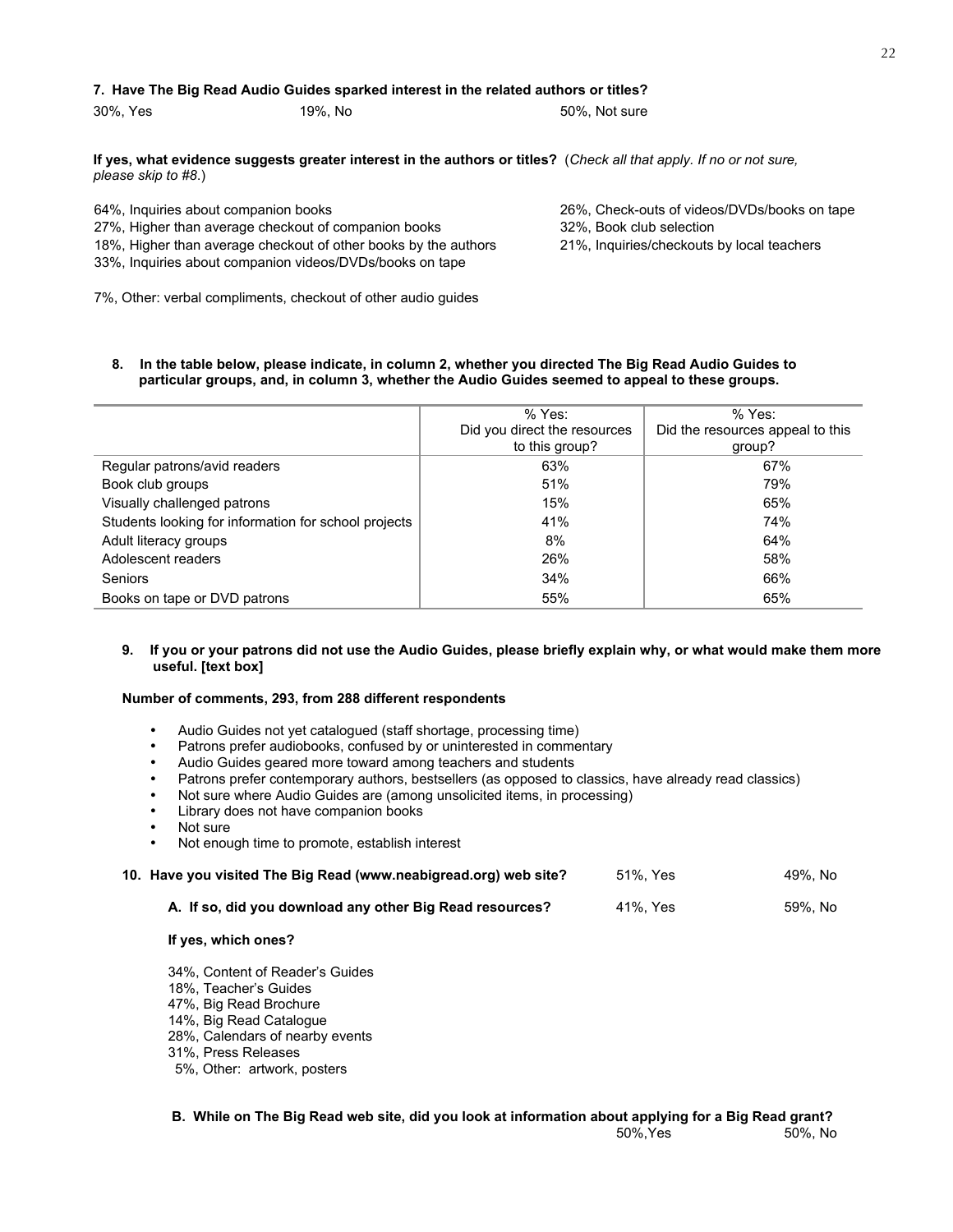**7. Have The Big Read Audio Guides sparked interest in the related authors or titles?**

30%, Yes 19%, No 50%, Not sure

**If yes, what evidence suggests greater interest in the authors or titles?** (*Check all that apply. If no or not sure, please skip to #8.*)

64%, Inquiries about companion books
27%, Higher than average checkout of companion books
18%, Higher than average checkout of other books by the authors
33%, Inquiries about companion videos/DVDs/books on tape
26%, Check-outs of videos/DVDs/books on tape
32%, Book club selection
21%, Inquiries/checkouts by local teachers

7%, Other: verbal compliments, checkout of other audio guides

**8. In the table below, please indicate, in column 2, whether you directed The Big Read Audio Guides to particular groups, and, in column 3, whether the Audio Guides seemed to appeal to these groups.**

| | % Yes: Did you direct the resources to this group? | % Yes: Did the resources appeal to this group? |
|---|---|---|
| Regular patrons/avid readers | 63% | 67% |
| Book club groups | 51% | 79% |
| Visually challenged patrons | 15% | 65% |
| Students looking for information for school projects | 41% | 74% |
| Adult literacy groups | 8% | 64% |
| Adolescent readers | 26% | 58% |
| Seniors | 34% | 66% |
| Books on tape or DVD patrons | 55% | 65% |

**9. If you or your patrons did not use the Audio Guides, please briefly explain why, or what would make them more useful. [text box]**

**Number of comments, 293, from 288 different respondents**

- Audio Guides not yet catalogued (staff shortage, processing time)
- Patrons prefer audiobooks, confused by or uninterested in commentary
- Audio Guides geared more toward among teachers and students
- Patrons prefer contemporary authors, bestsellers (as opposed to classics, have already read classics)
- Not sure where Audio Guides are (among unsolicited items, in processing)
- Library does not have companion books
- Not sure
- Not enough time to promote, establish interest

**10. Have you visited The Big Read (www.neabigread.org) web site?** 51%, Yes 49%, No

**A. If so, did you download any other Big Read resources?** 41%, Yes 59%, No

**If yes, which ones?**

34%, Content of Reader's Guides
18%, Teacher's Guides
47%, Big Read Brochure
14%, Big Read Catalogue
28%, Calendars of nearby events
31%, Press Releases
5%, Other: artwork, posters

**B. While on The Big Read web site, did you look at information about applying for a Big Read grant?**
50%,Yes 50%, No